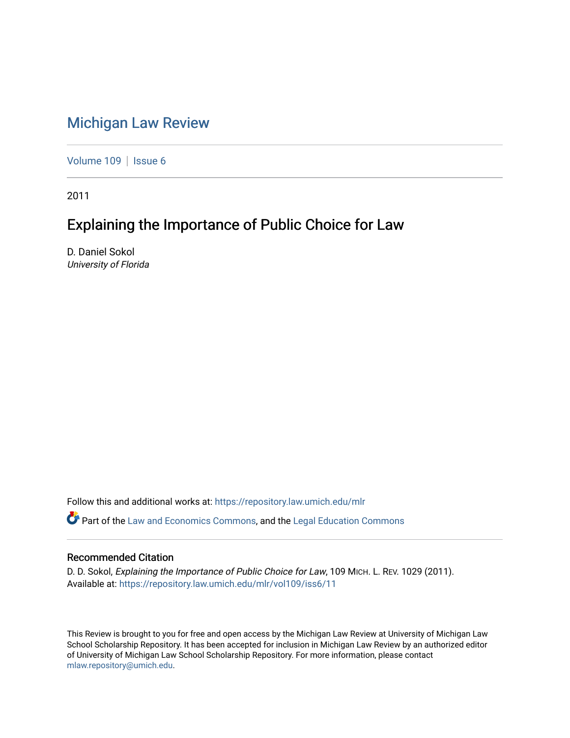# Michigan Law Review

Volume 109 | Issue 6

2011

## Explaining the Importance of Public Choice for Law

D. Daniel Sokol
*University of Florida*

Follow this and additional works at: https://repository.law.umich.edu/mlr

Part of the Law and Economics Commons, and the Legal Education Commons

### Recommended Citation

D. D. Sokol, *Explaining the Importance of Public Choice for Law*, 109 MICH. L. REV. 1029 (2011).
Available at: https://repository.law.umich.edu/mlr/vol109/iss6/11

This Review is brought to you for free and open access by the Michigan Law Review at University of Michigan Law School Scholarship Repository. It has been accepted for inclusion in Michigan Law Review by an authorized editor of University of Michigan Law School Scholarship Repository. For more information, please contact mlaw.repository@umich.edu.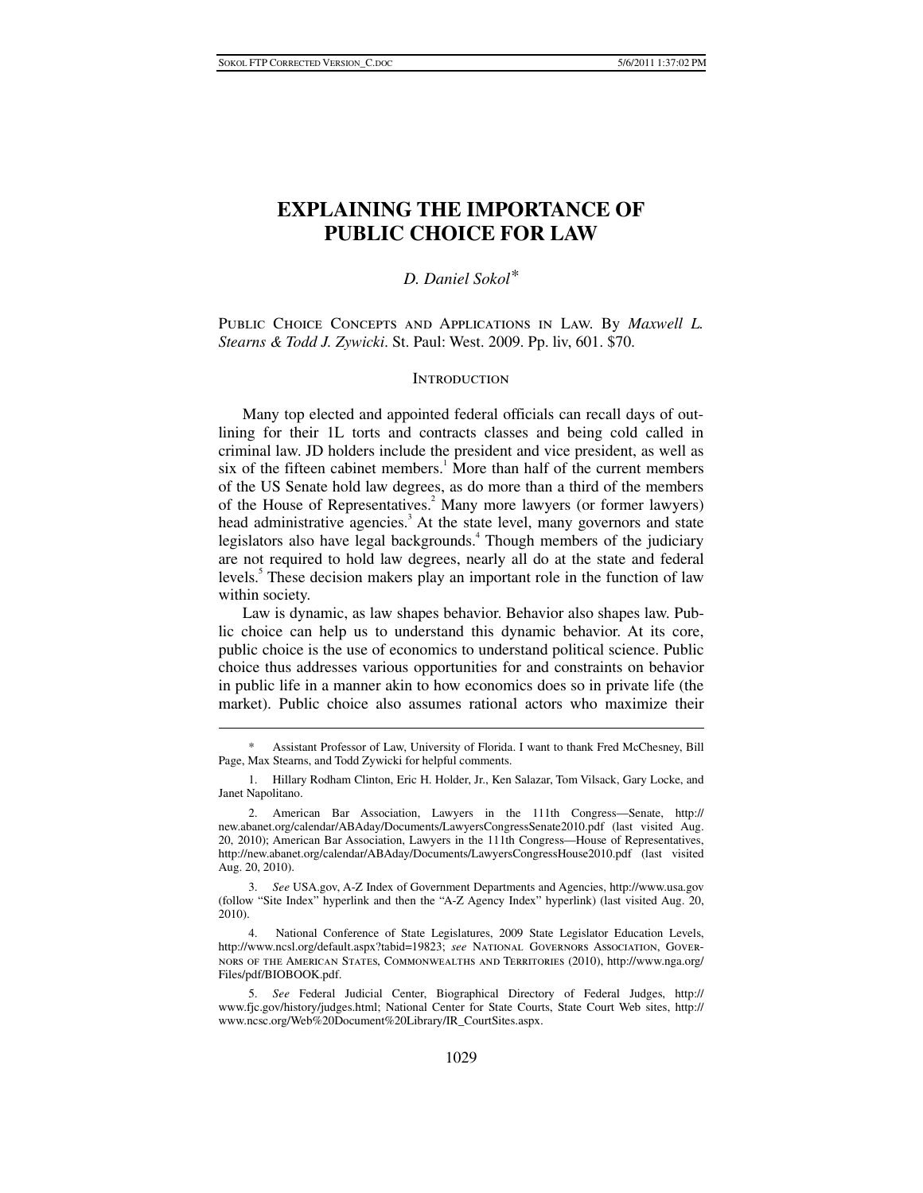# EXPLAINING THE IMPORTANCE OF PUBLIC CHOICE FOR LAW

*D. Daniel Sokol*[*]

PUBLIC CHOICE CONCEPTS AND APPLICATIONS IN LAW. By *Maxwell L. Stearns & Todd J. Zywicki*. St. Paul: West. 2009. Pp. liv, 601. $70.

## INTRODUCTION

Many top elected and appointed federal officials can recall days of outlining for their 1L torts and contracts classes and being cold called in criminal law. JD holders include the president and vice president, as well as six of the fifteen cabinet members.[1] More than half of the current members of the US Senate hold law degrees, as do more than a third of the members of the House of Representatives.[2] Many more lawyers (or former lawyers) head administrative agencies.[3] At the state level, many governors and state legislators also have legal backgrounds.[4] Though members of the judiciary are not required to hold law degrees, nearly all do at the state and federal levels.[5] These decision makers play an important role in the function of law within society.

Law is dynamic, as law shapes behavior. Behavior also shapes law. Public choice can help us to understand this dynamic behavior. At its core, public choice is the use of economics to understand political science. Public choice thus addresses various opportunities for and constraints on behavior in public life in a manner akin to how economics does so in private life (the market). Public choice also assumes rational actors who maximize their

---

\* Assistant Professor of Law, University of Florida. I want to thank Fred McChesney, Bill Page, Max Stearns, and Todd Zywicki for helpful comments.

1. Hillary Rodham Clinton, Eric H. Holder, Jr., Ken Salazar, Tom Vilsack, Gary Locke, and Janet Napolitano.

2. American Bar Association, Lawyers in the 111th Congress—Senate, http://new.abanet.org/calendar/ABAday/Documents/LawyersCongressSenate2010.pdf (last visited Aug. 20, 2010); American Bar Association, Lawyers in the 111th Congress—House of Representatives, http://new.abanet.org/calendar/ABAday/Documents/LawyersCongressHouse2010.pdf (last visited Aug. 20, 2010).

3. *See* USA.gov, A-Z Index of Government Departments and Agencies, http://www.usa.gov (follow "Site Index" hyperlink and then the "A-Z Agency Index" hyperlink) (last visited Aug. 20, 2010).

4. National Conference of State Legislatures, 2009 State Legislator Education Levels, http://www.ncsl.org/default.aspx?tabid=19823; *see* NATIONAL GOVERNORS ASSOCIATION, GOVERNORS OF THE AMERICAN STATES, COMMONWEALTHS AND TERRITORIES (2010), http://www.nga.org/Files/pdf/BIOBOOK.pdf.

5. *See* Federal Judicial Center, Biographical Directory of Federal Judges, http://www.fjc.gov/history/judges.html; National Center for State Courts, State Court Web sites, http://www.ncsc.org/Web%20Document%20Library/IR_CourtSites.aspx.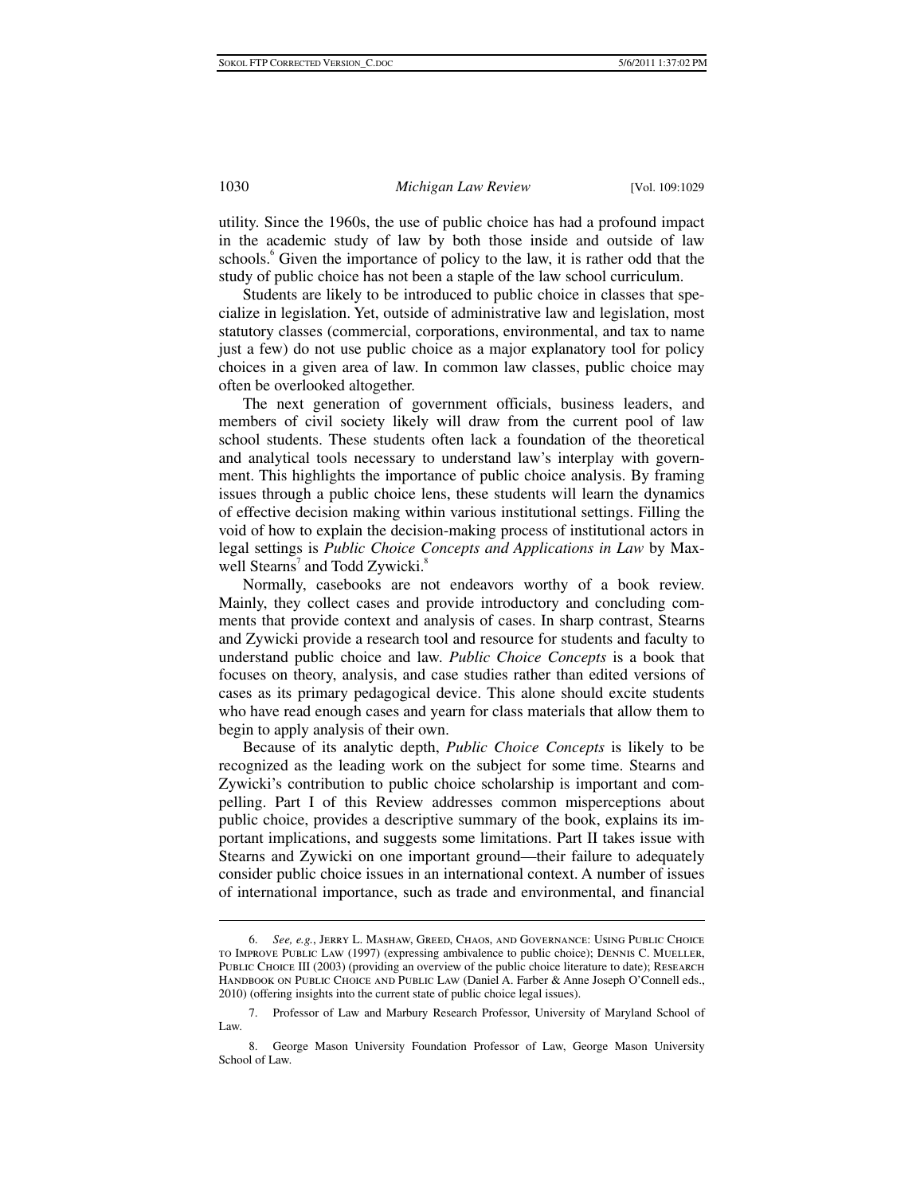utility. Since the 1960s, the use of public choice has had a profound impact in the academic study of law by both those inside and outside of law schools.[6] Given the importance of policy to the law, it is rather odd that the study of public choice has not been a staple of the law school curriculum.

Students are likely to be introduced to public choice in classes that specialize in legislation. Yet, outside of administrative law and legislation, most statutory classes (commercial, corporations, environmental, and tax to name just a few) do not use public choice as a major explanatory tool for policy choices in a given area of law. In common law classes, public choice may often be overlooked altogether.

The next generation of government officials, business leaders, and members of civil society likely will draw from the current pool of law school students. These students often lack a foundation of the theoretical and analytical tools necessary to understand law's interplay with government. This highlights the importance of public choice analysis. By framing issues through a public choice lens, these students will learn the dynamics of effective decision making within various institutional settings. Filling the void of how to explain the decision-making process of institutional actors in legal settings is *Public Choice Concepts and Applications in Law* by Maxwell Stearns[7] and Todd Zywicki.[8]

Normally, casebooks are not endeavors worthy of a book review. Mainly, they collect cases and provide introductory and concluding comments that provide context and analysis of cases. In sharp contrast, Stearns and Zywicki provide a research tool and resource for students and faculty to understand public choice and law. *Public Choice Concepts* is a book that focuses on theory, analysis, and case studies rather than edited versions of cases as its primary pedagogical device. This alone should excite students who have read enough cases and yearn for class materials that allow them to begin to apply analysis of their own.

Because of its analytic depth, *Public Choice Concepts* is likely to be recognized as the leading work on the subject for some time. Stearns and Zywicki's contribution to public choice scholarship is important and compelling. Part I of this Review addresses common misperceptions about public choice, provides a descriptive summary of the book, explains its important implications, and suggests some limitations. Part II takes issue with Stearns and Zywicki on one important ground—their failure to adequately consider public choice issues in an international context. A number of issues of international importance, such as trade and environmental, and financial

---

6. *See, e.g.*, Jerry L. Mashaw, Greed, Chaos, and Governance: Using Public Choice to Improve Public Law (1997) (expressing ambivalence to public choice); Dennis C. Mueller, Public Choice III (2003) (providing an overview of the public choice literature to date); Research Handbook on Public Choice and Public Law (Daniel A. Farber & Anne Joseph O'Connell eds., 2010) (offering insights into the current state of public choice legal issues).

7. Professor of Law and Marbury Research Professor, University of Maryland School of Law.

8. George Mason University Foundation Professor of Law, George Mason University School of Law.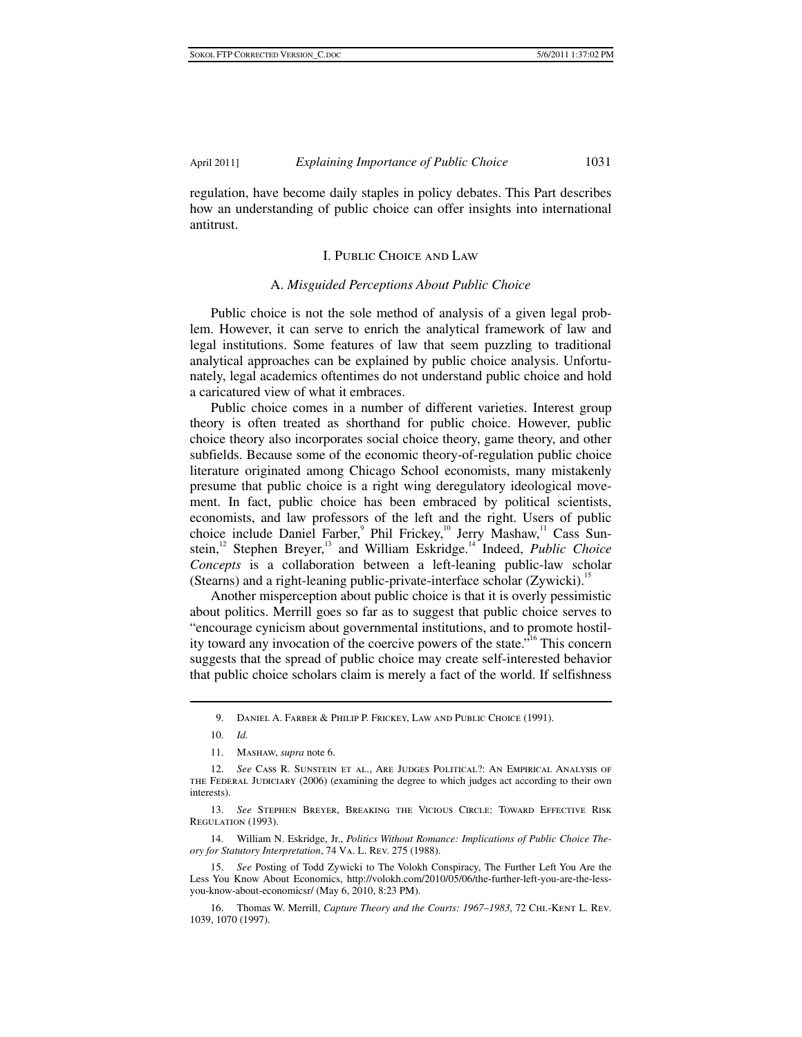regulation, have become daily staples in policy debates. This Part describes how an understanding of public choice can offer insights into international antitrust.

## I. Public Choice and Law

### A. *Misguided Perceptions About Public Choice*

Public choice is not the sole method of analysis of a given legal problem. However, it can serve to enrich the analytical framework of law and legal institutions. Some features of law that seem puzzling to traditional analytical approaches can be explained by public choice analysis. Unfortunately, legal academics oftentimes do not understand public choice and hold a caricatured view of what it embraces.

Public choice comes in a number of different varieties. Interest group theory is often treated as shorthand for public choice. However, public choice theory also incorporates social choice theory, game theory, and other subfields. Because some of the economic theory-of-regulation public choice literature originated among Chicago School economists, many mistakenly presume that public choice is a right wing deregulatory ideological movement. In fact, public choice has been embraced by political scientists, economists, and law professors of the left and the right. Users of public choice include Daniel Farber,[9] Phil Frickey,[10] Jerry Mashaw,[11] Cass Sunstein,[12] Stephen Breyer,[13] and William Eskridge.[14] Indeed, *Public Choice Concepts* is a collaboration between a left-leaning public-law scholar (Stearns) and a right-leaning public-private-interface scholar (Zywicki).[15]

Another misperception about public choice is that it is overly pessimistic about politics. Merrill goes so far as to suggest that public choice serves to "encourage cynicism about governmental institutions, and to promote hostility toward any invocation of the coercive powers of the state."[16] This concern suggests that the spread of public choice may create self-interested behavior that public choice scholars claim is merely a fact of the world. If selfishness

---

9. Daniel A. Farber & Philip P. Frickey, Law and Public Choice (1991).

10. *Id.*

11. Mashaw, *supra* note 6.

12. *See* Cass R. Sunstein et al., Are Judges Political?: An Empirical Analysis of the Federal Judiciary (2006) (examining the degree to which judges act according to their own interests).

13. *See* Stephen Breyer, Breaking the Vicious Circle: Toward Effective Risk Regulation (1993).

14. William N. Eskridge, Jr., *Politics Without Romance: Implications of Public Choice Theory for Statutory Interpretation*, 74 Va. L. Rev. 275 (1988).

15. *See* Posting of Todd Zywicki to The Volokh Conspiracy, The Further Left You Are the Less You Know About Economics, http://volokh.com/2010/05/06/the-further-left-you-are-the-less-you-know-about-economicsr/ (May 6, 2010, 8:23 PM).

16. Thomas W. Merrill, *Capture Theory and the Courts: 1967–1983*, 72 Chi.-Kent L. Rev. 1039, 1070 (1997).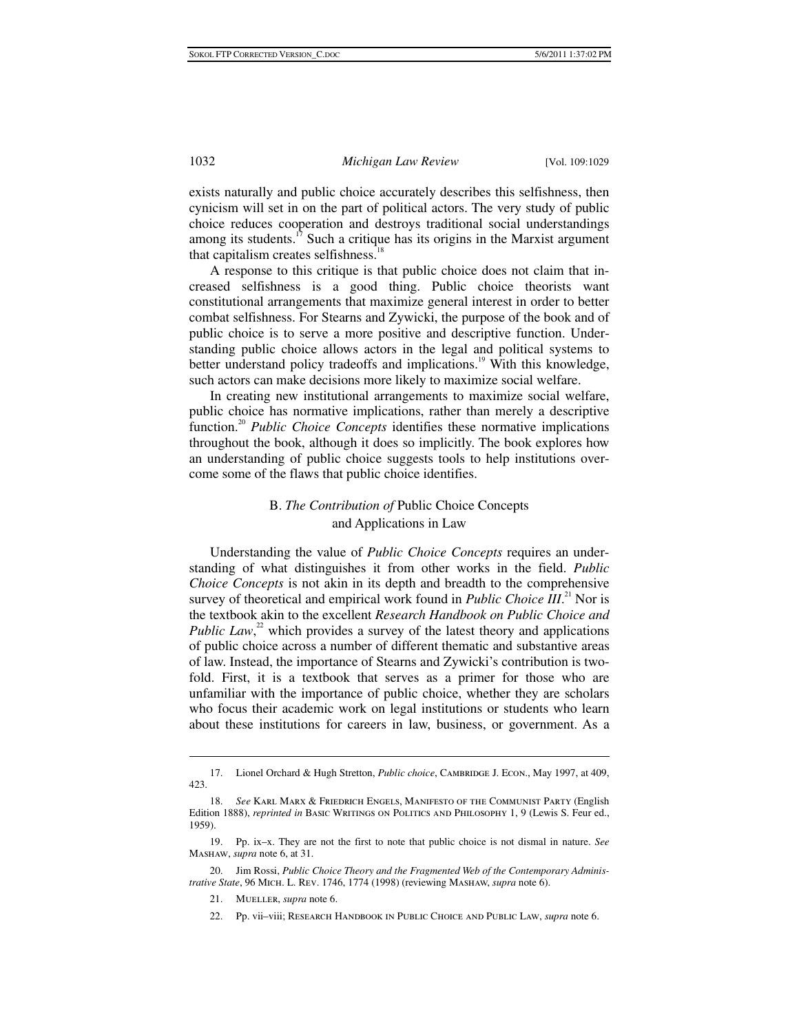exists naturally and public choice accurately describes this selfishness, then cynicism will set in on the part of political actors. The very study of public choice reduces cooperation and destroys traditional social understandings among its students.[17] Such a critique has its origins in the Marxist argument that capitalism creates selfishness.[18]

A response to this critique is that public choice does not claim that increased selfishness is a good thing. Public choice theorists want constitutional arrangements that maximize general interest in order to better combat selfishness. For Stearns and Zywicki, the purpose of the book and of public choice is to serve a more positive and descriptive function. Understanding public choice allows actors in the legal and political systems to better understand policy tradeoffs and implications.[19] With this knowledge, such actors can make decisions more likely to maximize social welfare.

In creating new institutional arrangements to maximize social welfare, public choice has normative implications, rather than merely a descriptive function.[20] *Public Choice Concepts* identifies these normative implications throughout the book, although it does so implicitly. The book explores how an understanding of public choice suggests tools to help institutions overcome some of the flaws that public choice identifies.

### B. *The Contribution of* Public Choice Concepts and Applications in Law

Understanding the value of *Public Choice Concepts* requires an understanding of what distinguishes it from other works in the field. *Public Choice Concepts* is not akin in its depth and breadth to the comprehensive survey of theoretical and empirical work found in *Public Choice III*.[21] Nor is the textbook akin to the excellent *Research Handbook on Public Choice and Public Law*,[22] which provides a survey of the latest theory and applications of public choice across a number of different thematic and substantive areas of law. Instead, the importance of Stearns and Zywicki's contribution is twofold. First, it is a textbook that serves as a primer for those who are unfamiliar with the importance of public choice, whether they are scholars who focus their academic work on legal institutions or students who learn about these institutions for careers in law, business, or government. As a

---

17. Lionel Orchard & Hugh Stretton, *Public choice*, Cambridge J. Econ., May 1997, at 409, 423.

18. *See* Karl Marx & Friedrich Engels, Manifesto of the Communist Party (English Edition 1888), *reprinted in* Basic Writings on Politics and Philosophy 1, 9 (Lewis S. Feur ed., 1959).

19. Pp. ix–x. They are not the first to note that public choice is not dismal in nature. *See* Mashaw, *supra* note 6, at 31.

20. Jim Rossi, *Public Choice Theory and the Fragmented Web of the Contemporary Administrative State*, 96 Mich. L. Rev. 1746, 1774 (1998) (reviewing Mashaw, *supra* note 6).

21. Mueller, *supra* note 6.

22. Pp. vii–viii; Research Handbook in Public Choice and Public Law, *supra* note 6.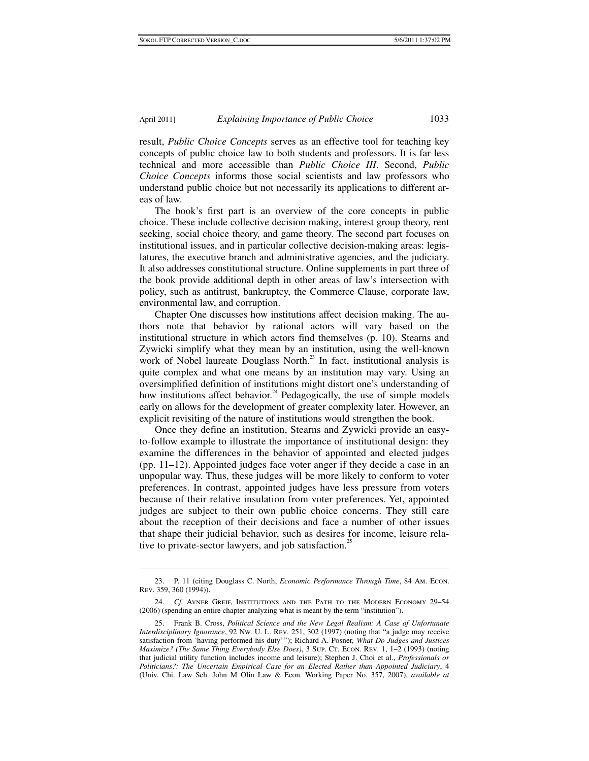result, *Public Choice Concepts* serves as an effective tool for teaching key concepts of public choice law to both students and professors. It is far less technical and more accessible than *Public Choice III*. Second, *Public Choice Concepts* informs those social scientists and law professors who understand public choice but not necessarily its applications to different areas of law.

The book's first part is an overview of the core concepts in public choice. These include collective decision making, interest group theory, rent seeking, social choice theory, and game theory. The second part focuses on institutional issues, and in particular collective decision-making areas: legislatures, the executive branch and administrative agencies, and the judiciary. It also addresses constitutional structure. Online supplements in part three of the book provide additional depth in other areas of law's intersection with policy, such as antitrust, bankruptcy, the Commerce Clause, corporate law, environmental law, and corruption.

Chapter One discusses how institutions affect decision making. The authors note that behavior by rational actors will vary based on the institutional structure in which actors find themselves (p. 10). Stearns and Zywicki simplify what they mean by an institution, using the well-known work of Nobel laureate Douglass North.[23] In fact, institutional analysis is quite complex and what one means by an institution may vary. Using an oversimplified definition of institutions might distort one's understanding of how institutions affect behavior.[24] Pedagogically, the use of simple models early on allows for the development of greater complexity later. However, an explicit revisiting of the nature of institutions would strengthen the book.

Once they define an institution, Stearns and Zywicki provide an easy-to-follow example to illustrate the importance of institutional design: they examine the differences in the behavior of appointed and elected judges (pp. 11–12). Appointed judges face voter anger if they decide a case in an unpopular way. Thus, these judges will be more likely to conform to voter preferences. In contrast, appointed judges have less pressure from voters because of their relative insulation from voter preferences. Yet, appointed judges are subject to their own public choice concerns. They still care about the reception of their decisions and face a number of other issues that shape their judicial behavior, such as desires for income, leisure relative to private-sector lawyers, and job satisfaction.[25]

---

23. P. 11 (citing Douglass C. North, *Economic Performance Through Time*, 84 Am. Econ. Rev. 359, 360 (1994)).

24. *Cf.* Avner Greif, Institutions and the Path to the Modern Economy 29–54 (2006) (spending an entire chapter analyzing what is meant by the term "institution").

25. Frank B. Cross, *Political Science and the New Legal Realism: A Case of Unfortunate Interdisciplinary Ignorance*, 92 Nw. U. L. Rev. 251, 302 (1997) (noting that "a judge may receive satisfaction from 'having performed his duty'"); Richard A. Posner, *What Do Judges and Justices Maximize? (The Same Thing Everybody Else Does)*, 3 Sup. Ct. Econ. Rev. 1, 1–2 (1993) (noting that judicial utility function includes income and leisure); Stephen J. Choi et al., *Professionals or Politicians?: The Uncertain Empirical Case for an Elected Rather than Appointed Judiciary*, 4 (Univ. Chi. Law Sch. John M Olin Law & Econ. Working Paper No. 357, 2007), *available at*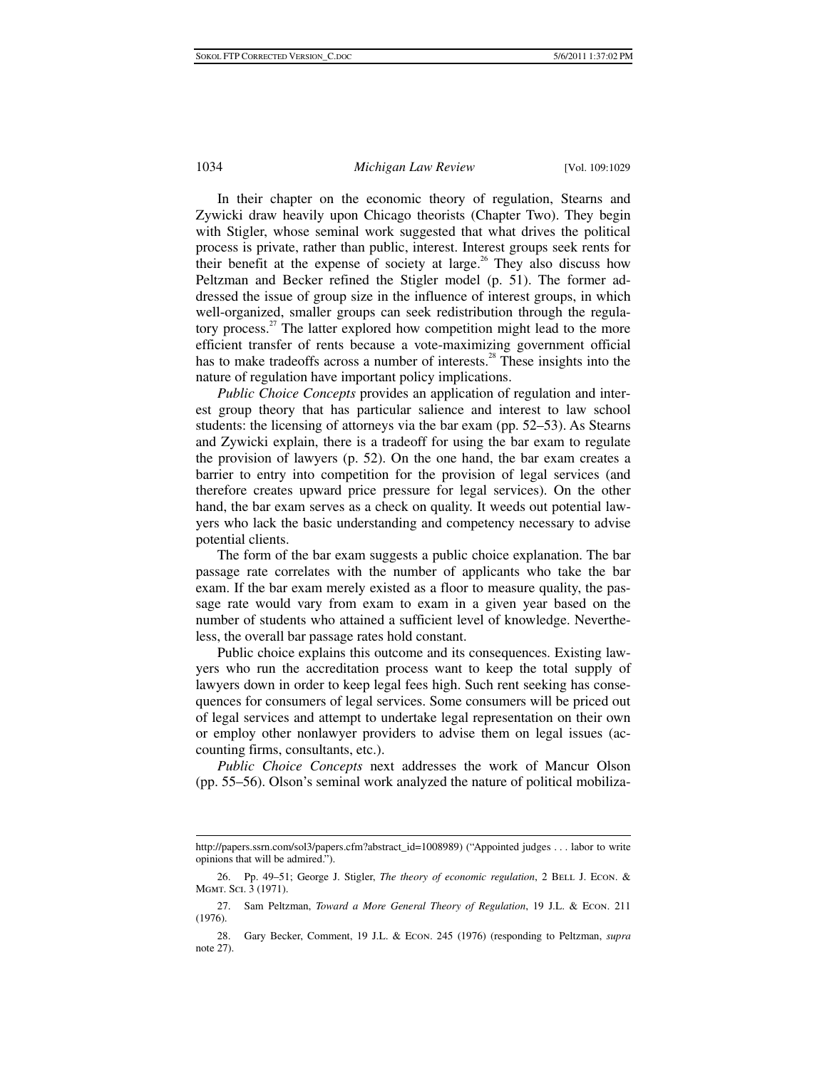In their chapter on the economic theory of regulation, Stearns and Zywicki draw heavily upon Chicago theorists (Chapter Two). They begin with Stigler, whose seminal work suggested that what drives the political process is private, rather than public, interest. Interest groups seek rents for their benefit at the expense of society at large.[26] They also discuss how Peltzman and Becker refined the Stigler model (p. 51). The former addressed the issue of group size in the influence of interest groups, in which well-organized, smaller groups can seek redistribution through the regulatory process.[27] The latter explored how competition might lead to the more efficient transfer of rents because a vote-maximizing government official has to make tradeoffs across a number of interests.[28] These insights into the nature of regulation have important policy implications.

*Public Choice Concepts* provides an application of regulation and interest group theory that has particular salience and interest to law school students: the licensing of attorneys via the bar exam (pp. 52–53). As Stearns and Zywicki explain, there is a tradeoff for using the bar exam to regulate the provision of lawyers (p. 52). On the one hand, the bar exam creates a barrier to entry into competition for the provision of legal services (and therefore creates upward price pressure for legal services). On the other hand, the bar exam serves as a check on quality. It weeds out potential lawyers who lack the basic understanding and competency necessary to advise potential clients.

The form of the bar exam suggests a public choice explanation. The bar passage rate correlates with the number of applicants who take the bar exam. If the bar exam merely existed as a floor to measure quality, the passage rate would vary from exam to exam in a given year based on the number of students who attained a sufficient level of knowledge. Nevertheless, the overall bar passage rates hold constant.

Public choice explains this outcome and its consequences. Existing lawyers who run the accreditation process want to keep the total supply of lawyers down in order to keep legal fees high. Such rent seeking has consequences for consumers of legal services. Some consumers will be priced out of legal services and attempt to undertake legal representation on their own or employ other nonlawyer providers to advise them on legal issues (accounting firms, consultants, etc.).

*Public Choice Concepts* next addresses the work of Mancur Olson (pp. 55–56). Olson's seminal work analyzed the nature of political mobiliza-

---

http://papers.ssrn.com/sol3/papers.cfm?abstract_id=1008989) ("Appointed judges . . . labor to write opinions that will be admired.").

26. Pp. 49–51; George J. Stigler, *The theory of economic regulation*, 2 BELL J. ECON. & MGMT. SCI. 3 (1971).

27. Sam Peltzman, *Toward a More General Theory of Regulation*, 19 J.L. & ECON. 211 (1976).

28. Gary Becker, Comment, 19 J.L. & ECON. 245 (1976) (responding to Peltzman, *supra* note 27).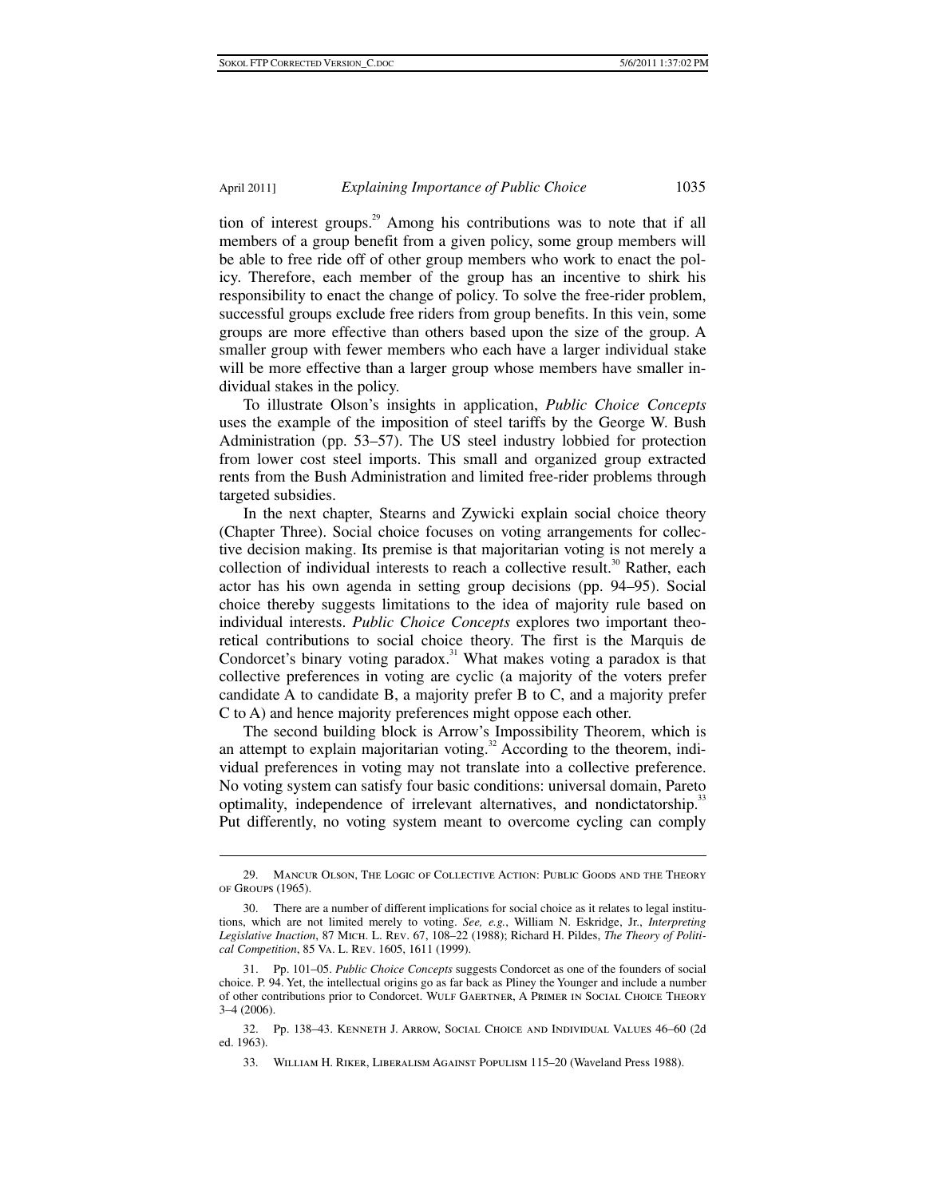tion of interest groups.[29] Among his contributions was to note that if all members of a group benefit from a given policy, some group members will be able to free ride off of other group members who work to enact the policy. Therefore, each member of the group has an incentive to shirk his responsibility to enact the change of policy. To solve the free-rider problem, successful groups exclude free riders from group benefits. In this vein, some groups are more effective than others based upon the size of the group. A smaller group with fewer members who each have a larger individual stake will be more effective than a larger group whose members have smaller individual stakes in the policy.

To illustrate Olson's insights in application, *Public Choice Concepts* uses the example of the imposition of steel tariffs by the George W. Bush Administration (pp. 53–57). The US steel industry lobbied for protection from lower cost steel imports. This small and organized group extracted rents from the Bush Administration and limited free-rider problems through targeted subsidies.

In the next chapter, Stearns and Zywicki explain social choice theory (Chapter Three). Social choice focuses on voting arrangements for collective decision making. Its premise is that majoritarian voting is not merely a collection of individual interests to reach a collective result.[30] Rather, each actor has his own agenda in setting group decisions (pp. 94–95). Social choice thereby suggests limitations to the idea of majority rule based on individual interests. *Public Choice Concepts* explores two important theoretical contributions to social choice theory. The first is the Marquis de Condorcet's binary voting paradox.[31] What makes voting a paradox is that collective preferences in voting are cyclic (a majority of the voters prefer candidate A to candidate B, a majority prefer B to C, and a majority prefer C to A) and hence majority preferences might oppose each other.

The second building block is Arrow's Impossibility Theorem, which is an attempt to explain majoritarian voting.[32] According to the theorem, individual preferences in voting may not translate into a collective preference. No voting system can satisfy four basic conditions: universal domain, Pareto optimality, independence of irrelevant alternatives, and nondictatorship.[33] Put differently, no voting system meant to overcome cycling can comply

---

29. Mancur Olson, The Logic of Collective Action: Public Goods and the Theory of Groups (1965).

30. There are a number of different implications for social choice as it relates to legal institutions, which are not limited merely to voting. *See, e.g.*, William N. Eskridge, Jr., *Interpreting Legislative Inaction*, 87 Mich. L. Rev. 67, 108–22 (1988); Richard H. Pildes, *The Theory of Political Competition*, 85 Va. L. Rev. 1605, 1611 (1999).

31. Pp. 101–05. *Public Choice Concepts* suggests Condorcet as one of the founders of social choice. P. 94. Yet, the intellectual origins go as far back as Pliny the Younger and include a number of other contributions prior to Condorcet. Wulf Gaertner, A Primer in Social Choice Theory 3–4 (2006).

32. Pp. 138–43. Kenneth J. Arrow, Social Choice and Individual Values 46–60 (2d ed. 1963).

33. William H. Riker, Liberalism Against Populism 115–20 (Waveland Press 1988).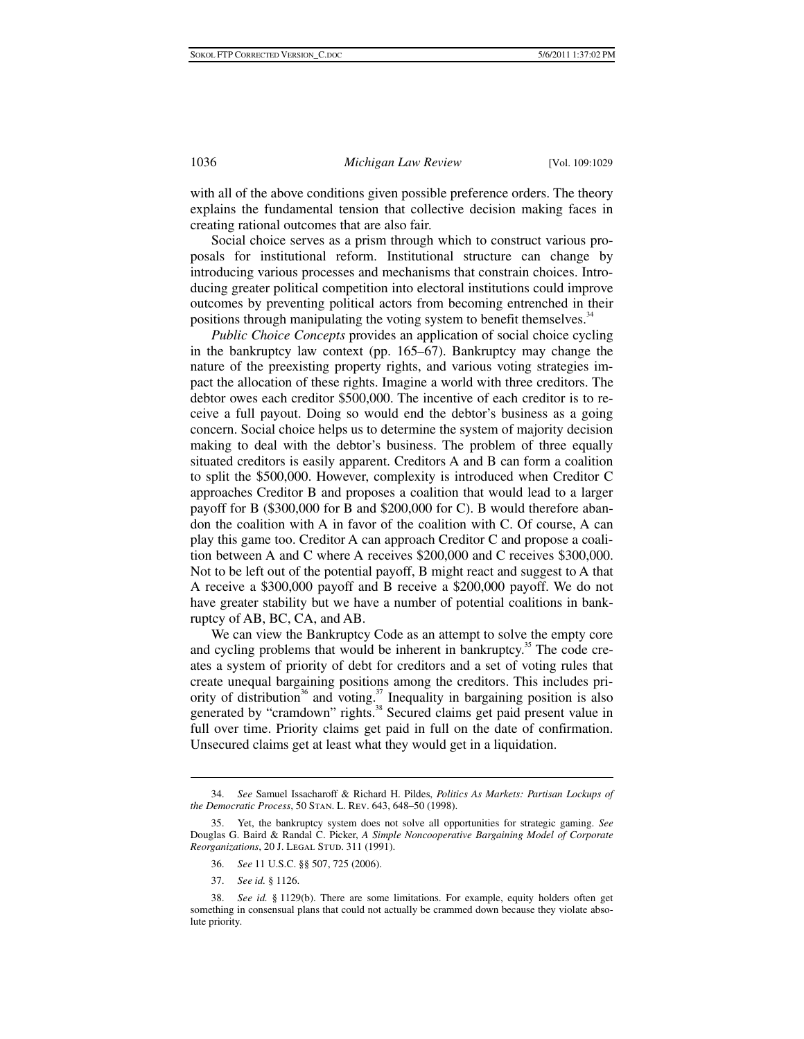with all of the above conditions given possible preference orders. The theory explains the fundamental tension that collective decision making faces in creating rational outcomes that are also fair.

Social choice serves as a prism through which to construct various proposals for institutional reform. Institutional structure can change by introducing various processes and mechanisms that constrain choices. Introducing greater political competition into electoral institutions could improve outcomes by preventing political actors from becoming entrenched in their positions through manipulating the voting system to benefit themselves.[34]

*Public Choice Concepts* provides an application of social choice cycling in the bankruptcy law context (pp. 165–67). Bankruptcy may change the nature of the preexisting property rights, and various voting strategies impact the allocation of these rights. Imagine a world with three creditors. The debtor owes each creditor $500,000. The incentive of each creditor is to receive a full payout. Doing so would end the debtor's business as a going concern. Social choice helps us to determine the system of majority decision making to deal with the debtor's business. The problem of three equally situated creditors is easily apparent. Creditors A and B can form a coalition to split the $500,000. However, complexity is introduced when Creditor C approaches Creditor B and proposes a coalition that would lead to a larger payoff for B ($300,000 for B and $200,000 for C). B would therefore abandon the coalition with A in favor of the coalition with C. Of course, A can play this game too. Creditor A can approach Creditor C and propose a coalition between A and C where A receives $200,000 and C receives $300,000. Not to be left out of the potential payoff, B might react and suggest to A that A receive a $300,000 payoff and B receive a $200,000 payoff. We do not have greater stability but we have a number of potential coalitions in bankruptcy of AB, BC, CA, and AB.

We can view the Bankruptcy Code as an attempt to solve the empty core and cycling problems that would be inherent in bankruptcy.[35] The code creates a system of priority of debt for creditors and a set of voting rules that create unequal bargaining positions among the creditors. This includes priority of distribution[36] and voting.[37] Inequality in bargaining position is also generated by "cramdown" rights.[38] Secured claims get paid present value in full over time. Priority claims get paid in full on the date of confirmation. Unsecured claims get at least what they would get in a liquidation.

---

34. *See* Samuel Issacharoff & Richard H. Pildes, *Politics As Markets: Partisan Lockups of the Democratic Process*, 50 Stan. L. Rev. 643, 648–50 (1998).

35. Yet, the bankruptcy system does not solve all opportunities for strategic gaming. *See* Douglas G. Baird & Randal C. Picker, *A Simple Noncooperative Bargaining Model of Corporate Reorganizations*, 20 J. Legal Stud. 311 (1991).

36. *See* 11 U.S.C. §§ 507, 725 (2006).

37. *See id.* § 1126.

38. *See id.* § 1129(b). There are some limitations. For example, equity holders often get something in consensual plans that could not actually be crammed down because they violate absolute priority.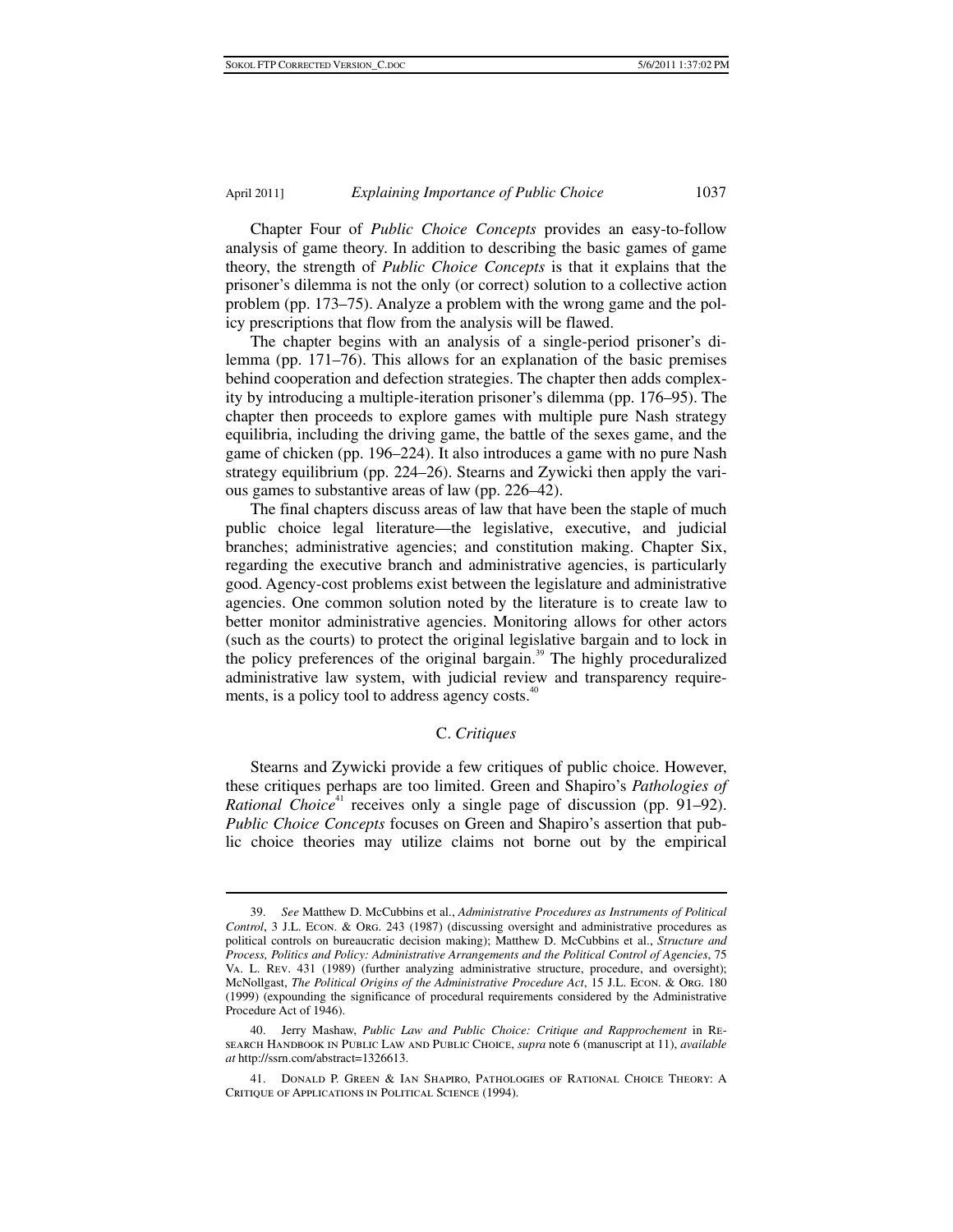Chapter Four of *Public Choice Concepts* provides an easy-to-follow analysis of game theory. In addition to describing the basic games of game theory, the strength of *Public Choice Concepts* is that it explains that the prisoner's dilemma is not the only (or correct) solution to a collective action problem (pp. 173–75). Analyze a problem with the wrong game and the policy prescriptions that flow from the analysis will be flawed.

The chapter begins with an analysis of a single-period prisoner's dilemma (pp. 171–76). This allows for an explanation of the basic premises behind cooperation and defection strategies. The chapter then adds complexity by introducing a multiple-iteration prisoner's dilemma (pp. 176–95). The chapter then proceeds to explore games with multiple pure Nash strategy equilibria, including the driving game, the battle of the sexes game, and the game of chicken (pp. 196–224). It also introduces a game with no pure Nash strategy equilibrium (pp. 224–26). Stearns and Zywicki then apply the various games to substantive areas of law (pp. 226–42).

The final chapters discuss areas of law that have been the staple of much public choice legal literature—the legislative, executive, and judicial branches; administrative agencies; and constitution making. Chapter Six, regarding the executive branch and administrative agencies, is particularly good. Agency-cost problems exist between the legislature and administrative agencies. One common solution noted by the literature is to create law to better monitor administrative agencies. Monitoring allows for other actors (such as the courts) to protect the original legislative bargain and to lock in the policy preferences of the original bargain.[39] The highly proceduralized administrative law system, with judicial review and transparency requirements, is a policy tool to address agency costs.[40]

### C. *Critiques*

Stearns and Zywicki provide a few critiques of public choice. However, these critiques perhaps are too limited. Green and Shapiro's *Pathologies of Rational Choice*[41] receives only a single page of discussion (pp. 91–92). *Public Choice Concepts* focuses on Green and Shapiro's assertion that public choice theories may utilize claims not borne out by the empirical

---

39. *See* Matthew D. McCubbins et al., *Administrative Procedures as Instruments of Political Control*, 3 J.L. ECON. & ORG. 243 (1987) (discussing oversight and administrative procedures as political controls on bureaucratic decision making); Matthew D. McCubbins et al., *Structure and Process, Politics and Policy: Administrative Arrangements and the Political Control of Agencies*, 75 VA. L. REV. 431 (1989) (further analyzing administrative structure, procedure, and oversight); McNollgast, *The Political Origins of the Administrative Procedure Act*, 15 J.L. ECON. & ORG. 180 (1999) (expounding the significance of procedural requirements considered by the Administrative Procedure Act of 1946).

40. Jerry Mashaw, *Public Law and Public Choice: Critique and Rapprochement* in RESEARCH HANDBOOK IN PUBLIC LAW AND PUBLIC CHOICE, *supra* note 6 (manuscript at 11), *available at* http://ssrn.com/abstract=1326613.

41. DONALD P. GREEN & IAN SHAPIRO, PATHOLOGIES OF RATIONAL CHOICE THEORY: A CRITIQUE OF APPLICATIONS IN POLITICAL SCIENCE (1994).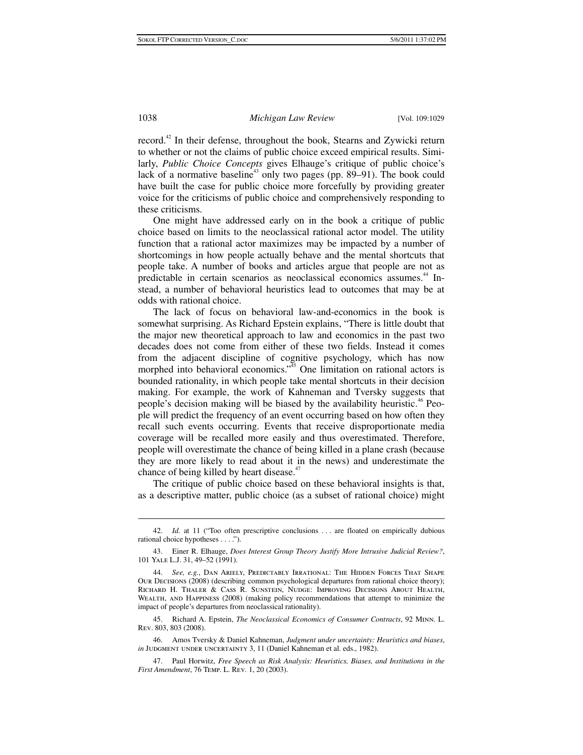record.[42] In their defense, throughout the book, Stearns and Zywicki return to whether or not the claims of public choice exceed empirical results. Similarly, *Public Choice Concepts* gives Elhauge's critique of public choice's lack of a normative baseline[43] only two pages (pp. 89–91). The book could have built the case for public choice more forcefully by providing greater voice for the criticisms of public choice and comprehensively responding to these criticisms.

One might have addressed early on in the book a critique of public choice based on limits to the neoclassical rational actor model. The utility function that a rational actor maximizes may be impacted by a number of shortcomings in how people actually behave and the mental shortcuts that people take. A number of books and articles argue that people are not as predictable in certain scenarios as neoclassical economics assumes.[44] Instead, a number of behavioral heuristics lead to outcomes that may be at odds with rational choice.

The lack of focus on behavioral law-and-economics in the book is somewhat surprising. As Richard Epstein explains, "There is little doubt that the major new theoretical approach to law and economics in the past two decades does not come from either of these two fields. Instead it comes from the adjacent discipline of cognitive psychology, which has now morphed into behavioral economics."[45] One limitation on rational actors is bounded rationality, in which people take mental shortcuts in their decision making. For example, the work of Kahneman and Tversky suggests that people's decision making will be biased by the availability heuristic.[46] People will predict the frequency of an event occurring based on how often they recall such events occurring. Events that receive disproportionate media coverage will be recalled more easily and thus overestimated. Therefore, people will overestimate the chance of being killed in a plane crash (because they are more likely to read about it in the news) and underestimate the chance of being killed by heart disease.[47]

The critique of public choice based on these behavioral insights is that, as a descriptive matter, public choice (as a subset of rational choice) might

---

42. *Id.* at 11 ("Too often prescriptive conclusions . . . are floated on empirically dubious rational choice hypotheses . . . .").

43. Einer R. Elhauge, *Does Interest Group Theory Justify More Intrusive Judicial Review?*, 101 Yale L.J. 31, 49–52 (1991).

44. *See, e.g.*, Dan Ariely, Predictably Irrational: The Hidden Forces That Shape Our Decisions (2008) (describing common psychological departures from rational choice theory); Richard H. Thaler & Cass R. Sunstein, Nudge: Improving Decisions About Health, Wealth, and Happiness (2008) (making policy recommendations that attempt to minimize the impact of people's departures from neoclassical rationality).

45. Richard A. Epstein, *The Neoclassical Economics of Consumer Contracts*, 92 Minn. L. Rev. 803, 803 (2008).

46. Amos Tversky & Daniel Kahneman, *Judgment under uncertainty: Heuristics and biases*, *in* Judgment under uncertainty 3, 11 (Daniel Kahneman et al. eds., 1982).

47. Paul Horwitz, *Free Speech as Risk Analysis: Heuristics, Biases, and Institutions in the First Amendment*, 76 Temp. L. Rev. 1, 20 (2003).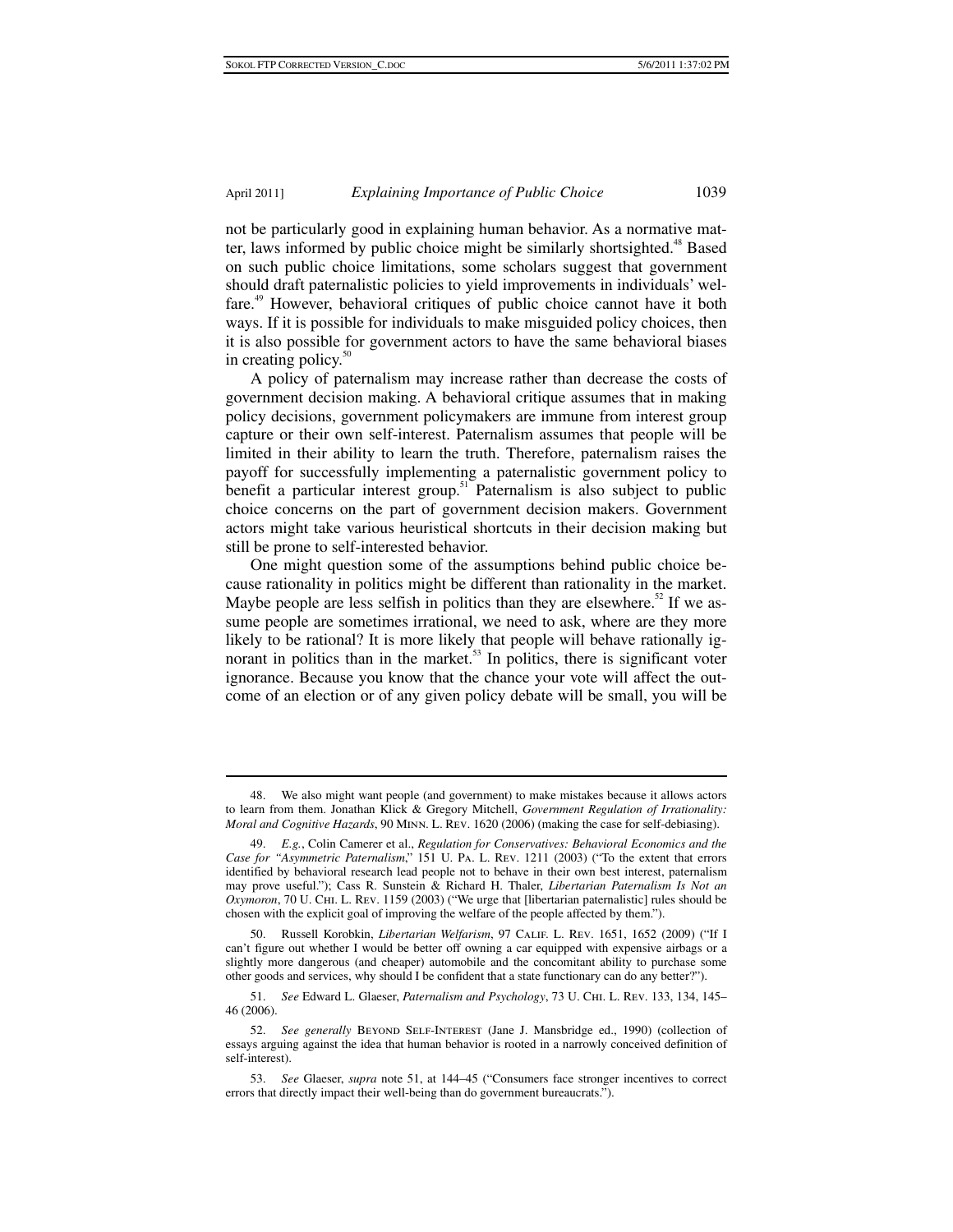not be particularly good in explaining human behavior. As a normative matter, laws informed by public choice might be similarly shortsighted.[48] Based on such public choice limitations, some scholars suggest that government should draft paternalistic policies to yield improvements in individuals' welfare.[49] However, behavioral critiques of public choice cannot have it both ways. If it is possible for individuals to make misguided policy choices, then it is also possible for government actors to have the same behavioral biases in creating policy.[50]

A policy of paternalism may increase rather than decrease the costs of government decision making. A behavioral critique assumes that in making policy decisions, government policymakers are immune from interest group capture or their own self-interest. Paternalism assumes that people will be limited in their ability to learn the truth. Therefore, paternalism raises the payoff for successfully implementing a paternalistic government policy to benefit a particular interest group.[51] Paternalism is also subject to public choice concerns on the part of government decision makers. Government actors might take various heuristical shortcuts in their decision making but still be prone to self-interested behavior.

One might question some of the assumptions behind public choice because rationality in politics might be different than rationality in the market. Maybe people are less selfish in politics than they are elsewhere.[52] If we assume people are sometimes irrational, we need to ask, where are they more likely to be rational? It is more likely that people will behave rationally ignorant in politics than in the market.[53] In politics, there is significant voter ignorance. Because you know that the chance your vote will affect the outcome of an election or of any given policy debate will be small, you will be

---

48. We also might want people (and government) to make mistakes because it allows actors to learn from them. Jonathan Klick & Gregory Mitchell, *Government Regulation of Irrationality: Moral and Cognitive Hazards*, 90 MINN. L. REV. 1620 (2006) (making the case for self-debiasing).

49. *E.g.*, Colin Camerer et al., *Regulation for Conservatives: Behavioral Economics and the Case for "Asymmetric Paternalism*," 151 U. PA. L. REV. 1211 (2003) ("To the extent that errors identified by behavioral research lead people not to behave in their own best interest, paternalism may prove useful."); Cass R. Sunstein & Richard H. Thaler, *Libertarian Paternalism Is Not an Oxymoron*, 70 U. CHI. L. REV. 1159 (2003) ("We urge that [libertarian paternalistic] rules should be chosen with the explicit goal of improving the welfare of the people affected by them.").

50. Russell Korobkin, *Libertarian Welfarism*, 97 CALIF. L. REV. 1651, 1652 (2009) ("If I can't figure out whether I would be better off owning a car equipped with expensive airbags or a slightly more dangerous (and cheaper) automobile and the concomitant ability to purchase some other goods and services, why should I be confident that a state functionary can do any better?").

51. *See* Edward L. Glaeser, *Paternalism and Psychology*, 73 U. CHI. L. REV. 133, 134, 145–46 (2006).

52. *See generally* BEYOND SELF-INTEREST (Jane J. Mansbridge ed., 1990) (collection of essays arguing against the idea that human behavior is rooted in a narrowly conceived definition of self-interest).

53. *See* Glaeser, *supra* note 51, at 144–45 ("Consumers face stronger incentives to correct errors that directly impact their well-being than do government bureaucrats.").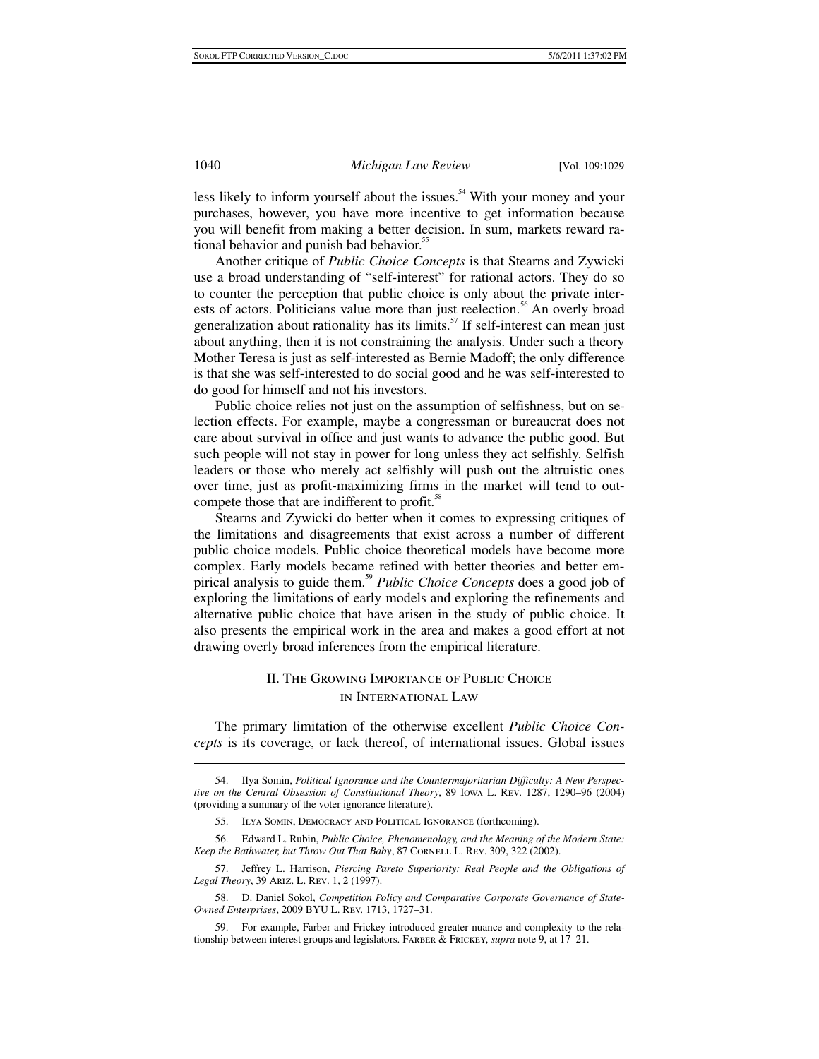less likely to inform yourself about the issues.[54] With your money and your purchases, however, you have more incentive to get information because you will benefit from making a better decision. In sum, markets reward rational behavior and punish bad behavior.[55]

Another critique of *Public Choice Concepts* is that Stearns and Zywicki use a broad understanding of "self-interest" for rational actors. They do so to counter the perception that public choice is only about the private interests of actors. Politicians value more than just reelection.[56] An overly broad generalization about rationality has its limits.[57] If self-interest can mean just about anything, then it is not constraining the analysis. Under such a theory Mother Teresa is just as self-interested as Bernie Madoff; the only difference is that she was self-interested to do social good and he was self-interested to do good for himself and not his investors.

Public choice relies not just on the assumption of selfishness, but on selection effects. For example, maybe a congressman or bureaucrat does not care about survival in office and just wants to advance the public good. But such people will not stay in power for long unless they act selfishly. Selfish leaders or those who merely act selfishly will push out the altruistic ones over time, just as profit-maximizing firms in the market will tend to outcompete those that are indifferent to profit.[58]

Stearns and Zywicki do better when it comes to expressing critiques of the limitations and disagreements that exist across a number of different public choice models. Public choice theoretical models have become more complex. Early models became refined with better theories and better empirical analysis to guide them.[59] *Public Choice Concepts* does a good job of exploring the limitations of early models and exploring the refinements and alternative public choice that have arisen in the study of public choice. It also presents the empirical work in the area and makes a good effort at not drawing overly broad inferences from the empirical literature.

## II. The Growing Importance of Public Choice in International Law

The primary limitation of the otherwise excellent *Public Choice Concepts* is its coverage, or lack thereof, of international issues. Global issues

---

54. Ilya Somin, *Political Ignorance and the Countermajoritarian Difficulty: A New Perspective on the Central Obsession of Constitutional Theory*, 89 Iowa L. Rev. 1287, 1290–96 (2004) (providing a summary of the voter ignorance literature).

55. Ilya Somin, Democracy and Political Ignorance (forthcoming).

56. Edward L. Rubin, *Public Choice, Phenomenology, and the Meaning of the Modern State: Keep the Bathwater, but Throw Out That Baby*, 87 Cornell L. Rev. 309, 322 (2002).

57. Jeffrey L. Harrison, *Piercing Pareto Superiority: Real People and the Obligations of Legal Theory*, 39 Ariz. L. Rev. 1, 2 (1997).

58. D. Daniel Sokol, *Competition Policy and Comparative Corporate Governance of State-Owned Enterprises*, 2009 BYU L. Rev. 1713, 1727–31.

59. For example, Farber and Frickey introduced greater nuance and complexity to the relationship between interest groups and legislators. Farber & Frickey, *supra* note 9, at 17–21.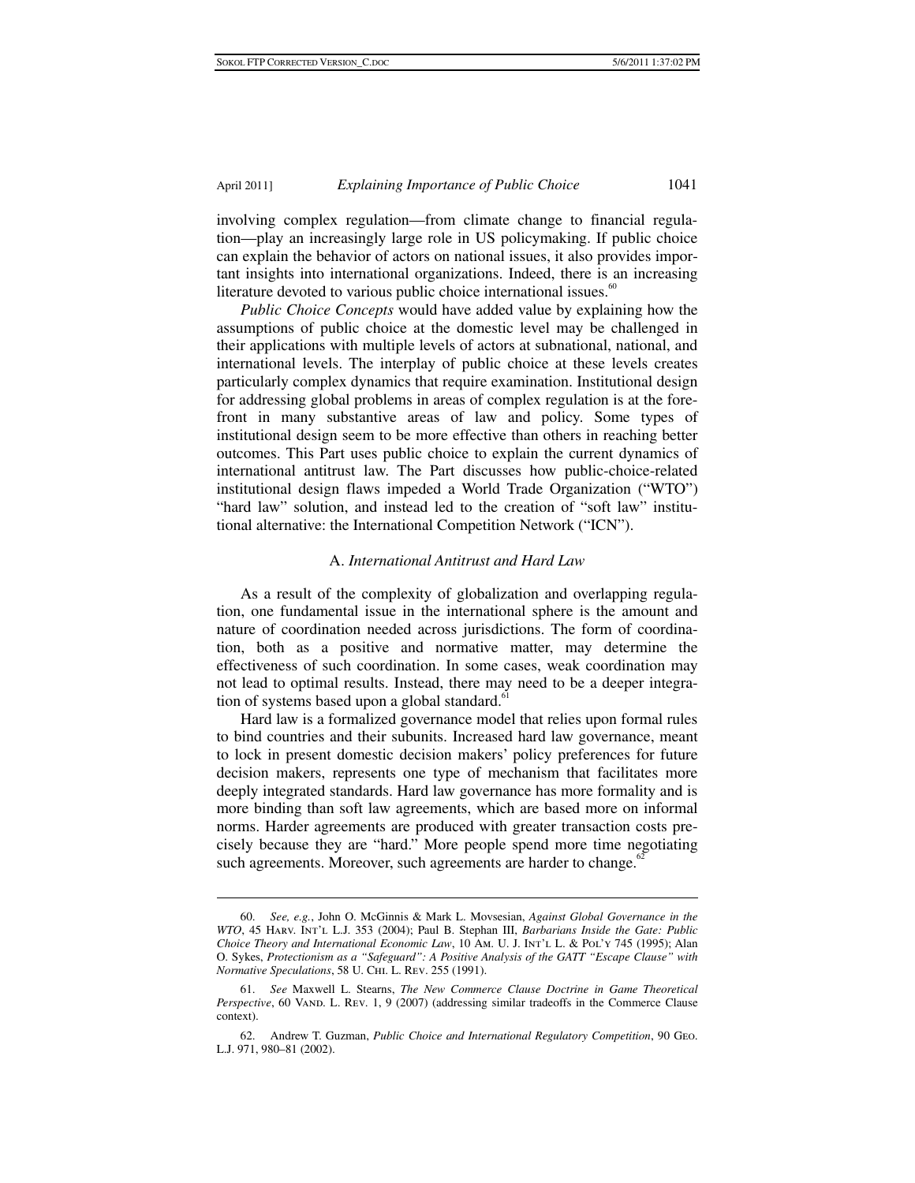involving complex regulation—from climate change to financial regulation—play an increasingly large role in US policymaking. If public choice can explain the behavior of actors on national issues, it also provides important insights into international organizations. Indeed, there is an increasing literature devoted to various public choice international issues.[60]

*Public Choice Concepts* would have added value by explaining how the assumptions of public choice at the domestic level may be challenged in their applications with multiple levels of actors at subnational, national, and international levels. The interplay of public choice at these levels creates particularly complex dynamics that require examination. Institutional design for addressing global problems in areas of complex regulation is at the forefront in many substantive areas of law and policy. Some types of institutional design seem to be more effective than others in reaching better outcomes. This Part uses public choice to explain the current dynamics of international antitrust law. The Part discusses how public-choice-related institutional design flaws impeded a World Trade Organization ("WTO") "hard law" solution, and instead led to the creation of "soft law" institutional alternative: the International Competition Network ("ICN").

### A. *International Antitrust and Hard Law*

As a result of the complexity of globalization and overlapping regulation, one fundamental issue in the international sphere is the amount and nature of coordination needed across jurisdictions. The form of coordination, both as a positive and normative matter, may determine the effectiveness of such coordination. In some cases, weak coordination may not lead to optimal results. Instead, there may need to be a deeper integration of systems based upon a global standard.[61]

Hard law is a formalized governance model that relies upon formal rules to bind countries and their subunits. Increased hard law governance, meant to lock in present domestic decision makers' policy preferences for future decision makers, represents one type of mechanism that facilitates more deeply integrated standards. Hard law governance has more formality and is more binding than soft law agreements, which are based more on informal norms. Harder agreements are produced with greater transaction costs precisely because they are "hard." More people spend more time negotiating such agreements. Moreover, such agreements are harder to change.[62]

---

60. *See, e.g.*, John O. McGinnis & Mark L. Movsesian, *Against Global Governance in the WTO*, 45 Harv. Int'l L.J. 353 (2004); Paul B. Stephan III, *Barbarians Inside the Gate: Public Choice Theory and International Economic Law*, 10 Am. U. J. Int'l L. & Pol'y 745 (1995); Alan O. Sykes, *Protectionism as a "Safeguard": A Positive Analysis of the GATT "Escape Clause" with Normative Speculations*, 58 U. Chi. L. Rev. 255 (1991).

61. *See* Maxwell L. Stearns, *The New Commerce Clause Doctrine in Game Theoretical Perspective*, 60 Vand. L. Rev. 1, 9 (2007) (addressing similar tradeoffs in the Commerce Clause context).

62. Andrew T. Guzman, *Public Choice and International Regulatory Competition*, 90 Geo. L.J. 971, 980–81 (2002).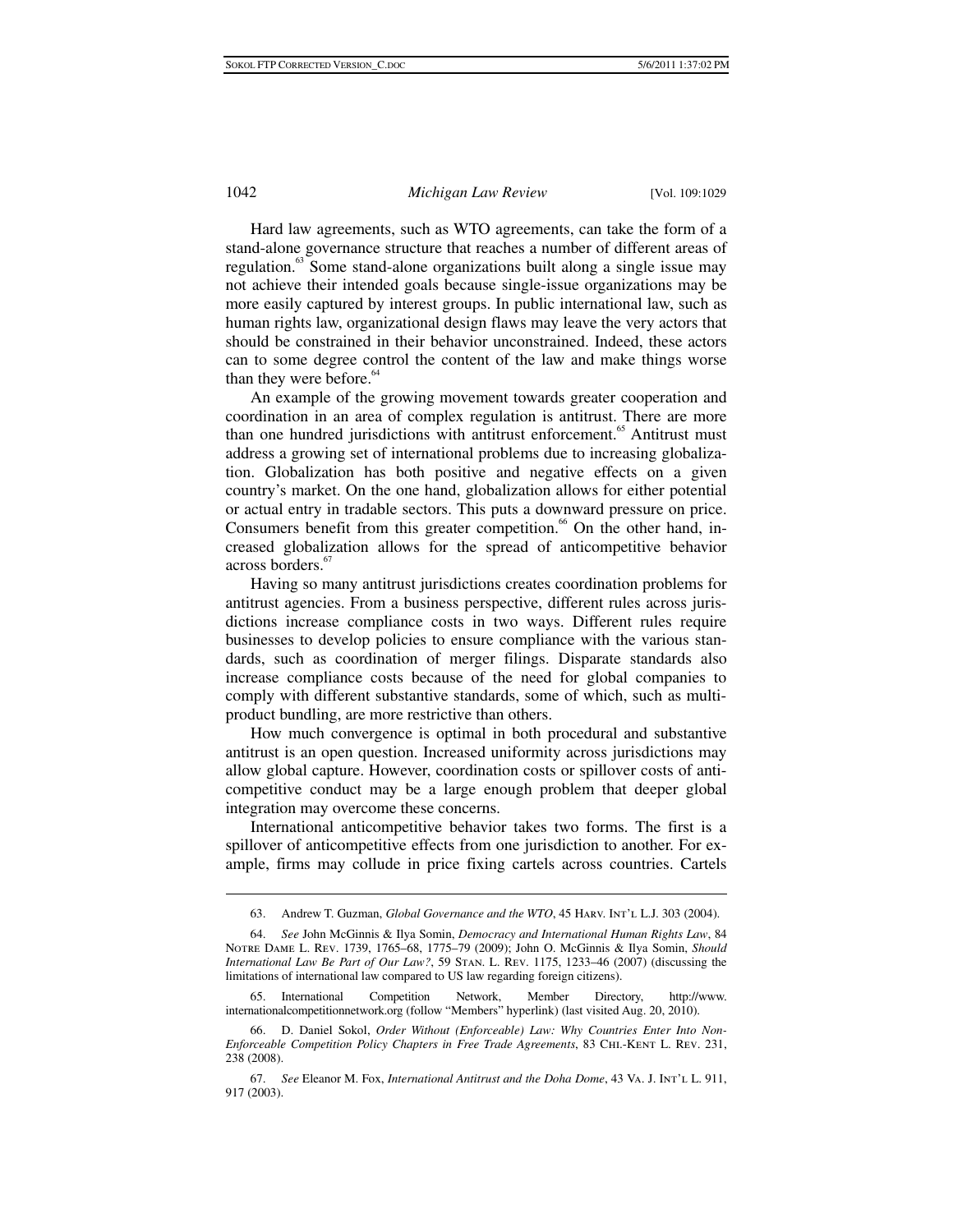Hard law agreements, such as WTO agreements, can take the form of a stand-alone governance structure that reaches a number of different areas of regulation.[63] Some stand-alone organizations built along a single issue may not achieve their intended goals because single-issue organizations may be more easily captured by interest groups. In public international law, such as human rights law, organizational design flaws may leave the very actors that should be constrained in their behavior unconstrained. Indeed, these actors can to some degree control the content of the law and make things worse than they were before.[64]

An example of the growing movement towards greater cooperation and coordination in an area of complex regulation is antitrust. There are more than one hundred jurisdictions with antitrust enforcement.[65] Antitrust must address a growing set of international problems due to increasing globalization. Globalization has both positive and negative effects on a given country's market. On the one hand, globalization allows for either potential or actual entry in tradable sectors. This puts a downward pressure on price. Consumers benefit from this greater competition.[66] On the other hand, increased globalization allows for the spread of anticompetitive behavior across borders.[67]

Having so many antitrust jurisdictions creates coordination problems for antitrust agencies. From a business perspective, different rules across jurisdictions increase compliance costs in two ways. Different rules require businesses to develop policies to ensure compliance with the various standards, such as coordination of merger filings. Disparate standards also increase compliance costs because of the need for global companies to comply with different substantive standards, some of which, such as multi-product bundling, are more restrictive than others.

How much convergence is optimal in both procedural and substantive antitrust is an open question. Increased uniformity across jurisdictions may allow global capture. However, coordination costs or spillover costs of anticompetitive conduct may be a large enough problem that deeper global integration may overcome these concerns.

International anticompetitive behavior takes two forms. The first is a spillover of anticompetitive effects from one jurisdiction to another. For example, firms may collude in price fixing cartels across countries. Cartels

---

63. Andrew T. Guzman, *Global Governance and the WTO*, 45 Harv. Int'l L.J. 303 (2004).

64. *See* John McGinnis & Ilya Somin, *Democracy and International Human Rights Law*, 84 Notre Dame L. Rev. 1739, 1765–68, 1775–79 (2009); John O. McGinnis & Ilya Somin, *Should International Law Be Part of Our Law?*, 59 Stan. L. Rev. 1175, 1233–46 (2007) (discussing the limitations of international law compared to US law regarding foreign citizens).

65. International Competition Network, Member Directory, http://www.internationalcompetitionnetwork.org (follow "Members" hyperlink) (last visited Aug. 20, 2010).

66. D. Daniel Sokol, *Order Without (Enforceable) Law: Why Countries Enter Into Non-Enforceable Competition Policy Chapters in Free Trade Agreements*, 83 Chi.-Kent L. Rev. 231, 238 (2008).

67. *See* Eleanor M. Fox, *International Antitrust and the Doha Dome*, 43 Va. J. Int'l L. 911, 917 (2003).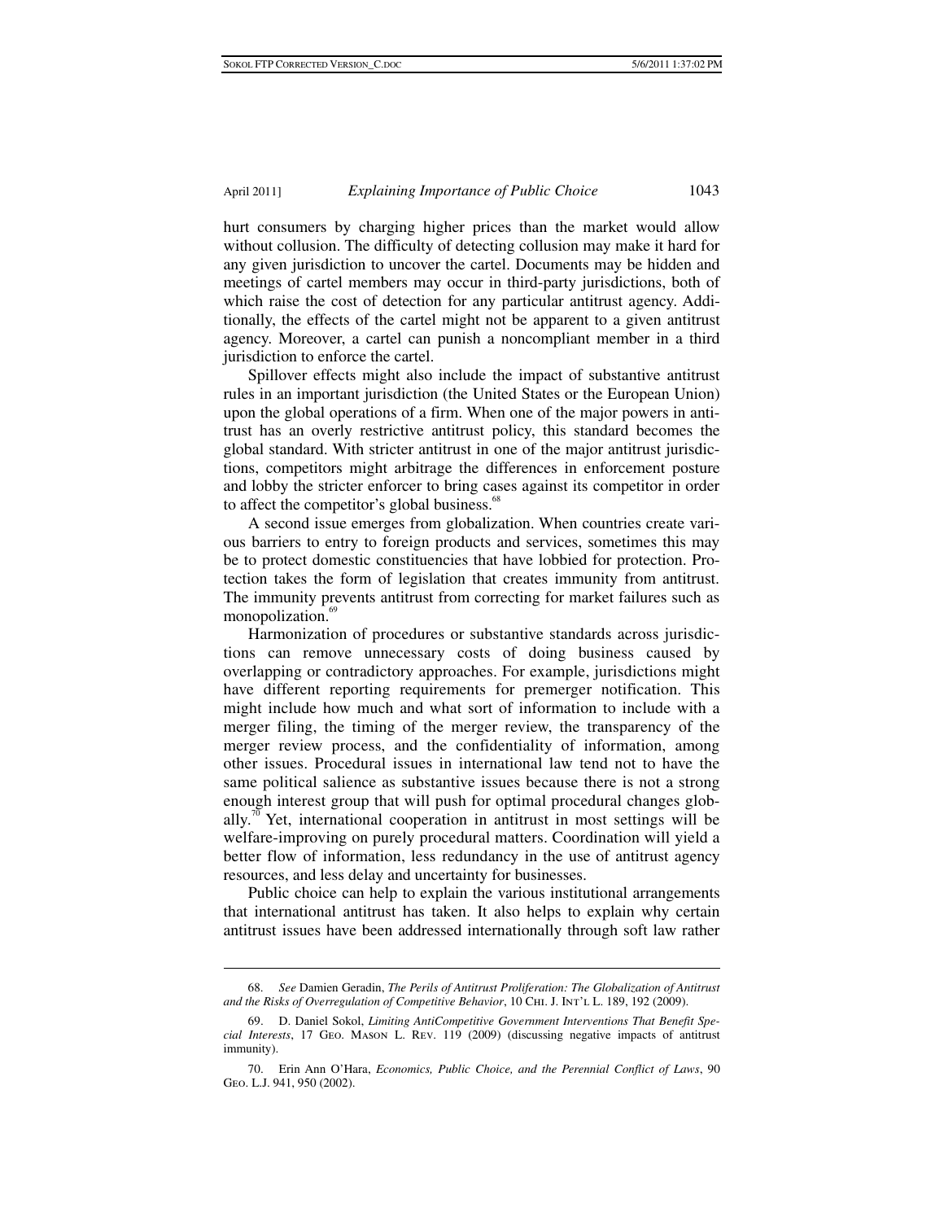hurt consumers by charging higher prices than the market would allow without collusion. The difficulty of detecting collusion may make it hard for any given jurisdiction to uncover the cartel. Documents may be hidden and meetings of cartel members may occur in third-party jurisdictions, both of which raise the cost of detection for any particular antitrust agency. Additionally, the effects of the cartel might not be apparent to a given antitrust agency. Moreover, a cartel can punish a noncompliant member in a third jurisdiction to enforce the cartel.

Spillover effects might also include the impact of substantive antitrust rules in an important jurisdiction (the United States or the European Union) upon the global operations of a firm. When one of the major powers in antitrust has an overly restrictive antitrust policy, this standard becomes the global standard. With stricter antitrust in one of the major antitrust jurisdictions, competitors might arbitrage the differences in enforcement posture and lobby the stricter enforcer to bring cases against its competitor in order to affect the competitor's global business.[68]

A second issue emerges from globalization. When countries create various barriers to entry to foreign products and services, sometimes this may be to protect domestic constituencies that have lobbied for protection. Protection takes the form of legislation that creates immunity from antitrust. The immunity prevents antitrust from correcting for market failures such as monopolization.[69]

Harmonization of procedures or substantive standards across jurisdictions can remove unnecessary costs of doing business caused by overlapping or contradictory approaches. For example, jurisdictions might have different reporting requirements for premerger notification. This might include how much and what sort of information to include with a merger filing, the timing of the merger review, the transparency of the merger review process, and the confidentiality of information, among other issues. Procedural issues in international law tend not to have the same political salience as substantive issues because there is not a strong enough interest group that will push for optimal procedural changes globally.[70] Yet, international cooperation in antitrust in most settings will be welfare-improving on purely procedural matters. Coordination will yield a better flow of information, less redundancy in the use of antitrust agency resources, and less delay and uncertainty for businesses.

Public choice can help to explain the various institutional arrangements that international antitrust has taken. It also helps to explain why certain antitrust issues have been addressed internationally through soft law rather

---

68. *See* Damien Geradin, *The Perils of Antitrust Proliferation: The Globalization of Antitrust and the Risks of Overregulation of Competitive Behavior*, 10 Chi. J. Int'l L. 189, 192 (2009).

69. D. Daniel Sokol, *Limiting AntiCompetitive Government Interventions That Benefit Special Interests*, 17 Geo. Mason L. Rev. 119 (2009) (discussing negative impacts of antitrust immunity).

70. Erin Ann O'Hara, *Economics, Public Choice, and the Perennial Conflict of Laws*, 90 Geo. L.J. 941, 950 (2002).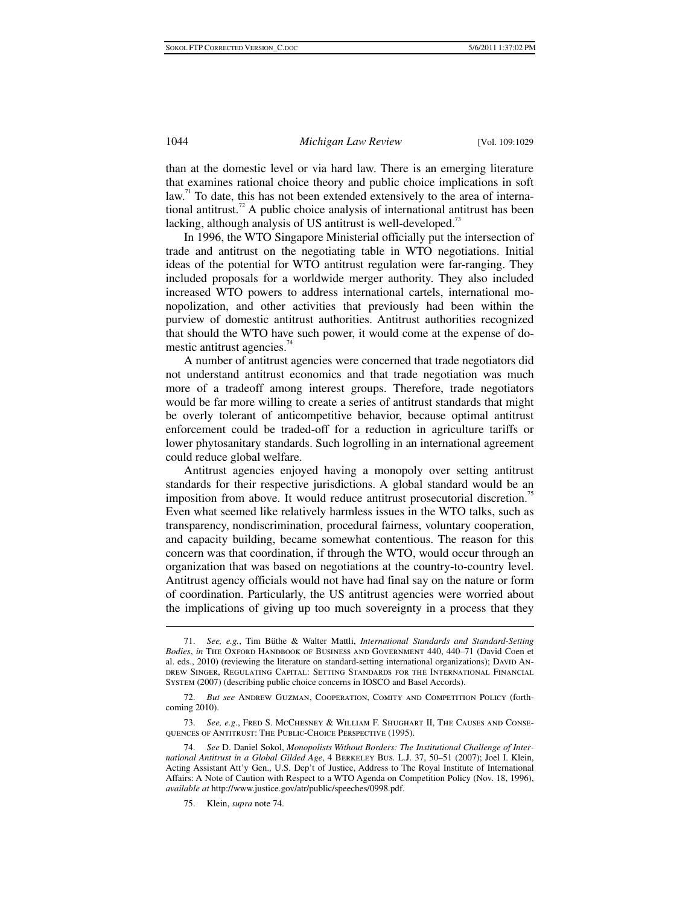than at the domestic level or via hard law. There is an emerging literature that examines rational choice theory and public choice implications in soft law.[71] To date, this has not been extended extensively to the area of international antitrust.[72] A public choice analysis of international antitrust has been lacking, although analysis of US antitrust is well-developed.[73]

In 1996, the WTO Singapore Ministerial officially put the intersection of trade and antitrust on the negotiating table in WTO negotiations. Initial ideas of the potential for WTO antitrust regulation were far-ranging. They included proposals for a worldwide merger authority. They also included increased WTO powers to address international cartels, international monopolization, and other activities that previously had been within the purview of domestic antitrust authorities. Antitrust authorities recognized that should the WTO have such power, it would come at the expense of domestic antitrust agencies.[74]

A number of antitrust agencies were concerned that trade negotiators did not understand antitrust economics and that trade negotiation was much more of a tradeoff among interest groups. Therefore, trade negotiators would be far more willing to create a series of antitrust standards that might be overly tolerant of anticompetitive behavior, because optimal antitrust enforcement could be traded-off for a reduction in agriculture tariffs or lower phytosanitary standards. Such logrolling in an international agreement could reduce global welfare.

Antitrust agencies enjoyed having a monopoly over setting antitrust standards for their respective jurisdictions. A global standard would be an imposition from above. It would reduce antitrust prosecutorial discretion.[75] Even what seemed like relatively harmless issues in the WTO talks, such as transparency, nondiscrimination, procedural fairness, voluntary cooperation, and capacity building, became somewhat contentious. The reason for this concern was that coordination, if through the WTO, would occur through an organization that was based on negotiations at the country-to-country level. Antitrust agency officials would not have had final say on the nature or form of coordination. Particularly, the US antitrust agencies were worried about the implications of giving up too much sovereignty in a process that they

---

71. *See, e.g.*, Tim Büthe & Walter Mattli, *International Standards and Standard-Setting Bodies*, *in* The Oxford Handbook of Business and Government 440, 440–71 (David Coen et al. eds., 2010) (reviewing the literature on standard-setting international organizations); David Andrew Singer, Regulating Capital: Setting Standards for the International Financial System (2007) (describing public choice concerns in IOSCO and Basel Accords).

72. *But see* Andrew Guzman, Cooperation, Comity and Competition Policy (forthcoming 2010).

73. *See, e.g.*, Fred S. McChesney & William F. Shughart II, The Causes and Consequences of Antitrust: The Public-Choice Perspective (1995).

74. *See* D. Daniel Sokol, *Monopolists Without Borders: The Institutional Challenge of International Antitrust in a Global Gilded Age*, 4 Berkeley Bus. L.J. 37, 50–51 (2007); Joel I. Klein, Acting Assistant Att'y Gen., U.S. Dep't of Justice, Address to The Royal Institute of International Affairs: A Note of Caution with Respect to a WTO Agenda on Competition Policy (Nov. 18, 1996), *available at* http://www.justice.gov/atr/public/speeches/0998.pdf.

75. Klein, *supra* note 74.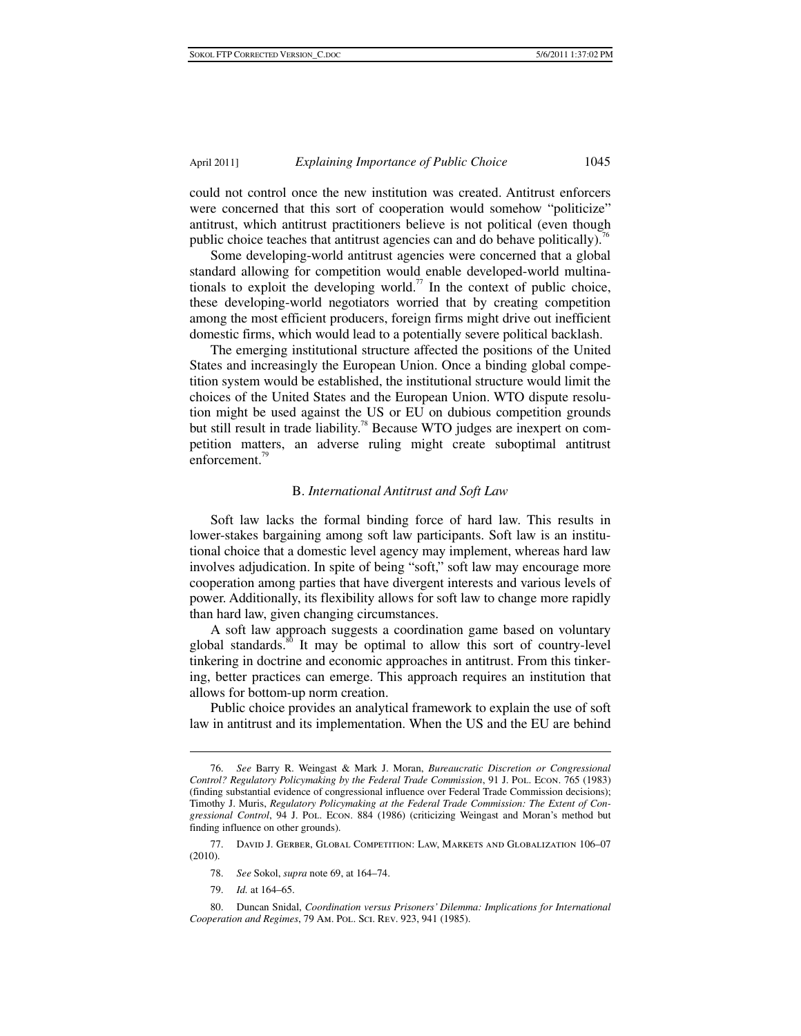could not control once the new institution was created. Antitrust enforcers were concerned that this sort of cooperation would somehow "politicize" antitrust, which antitrust practitioners believe is not political (even though public choice teaches that antitrust agencies can and do behave politically).[76]

Some developing-world antitrust agencies were concerned that a global standard allowing for competition would enable developed-world multinationals to exploit the developing world.[77] In the context of public choice, these developing-world negotiators worried that by creating competition among the most efficient producers, foreign firms might drive out inefficient domestic firms, which would lead to a potentially severe political backlash.

The emerging institutional structure affected the positions of the United States and increasingly the European Union. Once a binding global competition system would be established, the institutional structure would limit the choices of the United States and the European Union. WTO dispute resolution might be used against the US or EU on dubious competition grounds but still result in trade liability.[78] Because WTO judges are inexpert on competition matters, an adverse ruling might create suboptimal antitrust enforcement.[79]

### B. *International Antitrust and Soft Law*

Soft law lacks the formal binding force of hard law. This results in lower-stakes bargaining among soft law participants. Soft law is an institutional choice that a domestic level agency may implement, whereas hard law involves adjudication. In spite of being "soft," soft law may encourage more cooperation among parties that have divergent interests and various levels of power. Additionally, its flexibility allows for soft law to change more rapidly than hard law, given changing circumstances.

A soft law approach suggests a coordination game based on voluntary global standards.[80] It may be optimal to allow this sort of country-level tinkering in doctrine and economic approaches in antitrust. From this tinkering, better practices can emerge. This approach requires an institution that allows for bottom-up norm creation.

Public choice provides an analytical framework to explain the use of soft law in antitrust and its implementation. When the US and the EU are behind

---

76. *See* Barry R. Weingast & Mark J. Moran, *Bureaucratic Discretion or Congressional Control? Regulatory Policymaking by the Federal Trade Commission*, 91 J. Pol. Econ. 765 (1983) (finding substantial evidence of congressional influence over Federal Trade Commission decisions); Timothy J. Muris, *Regulatory Policymaking at the Federal Trade Commission: The Extent of Congressional Control*, 94 J. Pol. Econ. 884 (1986) (criticizing Weingast and Moran's method but finding influence on other grounds).

77. David J. Gerber, Global Competition: Law, Markets and Globalization 106–07 (2010).

78. *See* Sokol, *supra* note 69, at 164–74.

79. *Id.* at 164–65.

80. Duncan Snidal, *Coordination versus Prisoners' Dilemma: Implications for International Cooperation and Regimes*, 79 Am. Pol. Sci. Rev. 923, 941 (1985).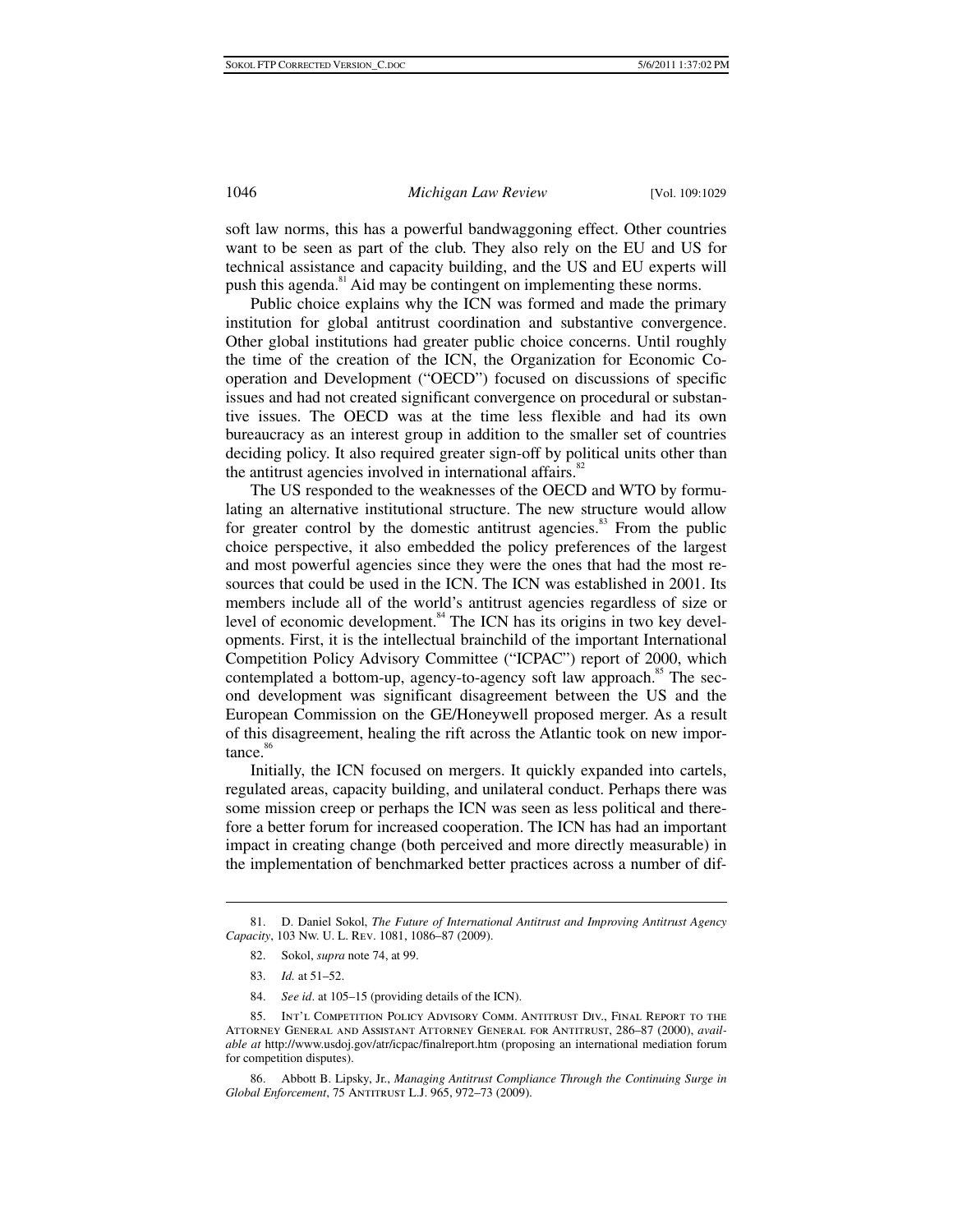soft law norms, this has a powerful bandwaggoning effect. Other countries want to be seen as part of the club. They also rely on the EU and US for technical assistance and capacity building, and the US and EU experts will push this agenda.[81] Aid may be contingent on implementing these norms.

Public choice explains why the ICN was formed and made the primary institution for global antitrust coordination and substantive convergence. Other global institutions had greater public choice concerns. Until roughly the time of the creation of the ICN, the Organization for Economic Cooperation and Development ("OECD") focused on discussions of specific issues and had not created significant convergence on procedural or substantive issues. The OECD was at the time less flexible and had its own bureaucracy as an interest group in addition to the smaller set of countries deciding policy. It also required greater sign-off by political units other than the antitrust agencies involved in international affairs.[82]

The US responded to the weaknesses of the OECD and WTO by formulating an alternative institutional structure. The new structure would allow for greater control by the domestic antitrust agencies.[83] From the public choice perspective, it also embedded the policy preferences of the largest and most powerful agencies since they were the ones that had the most resources that could be used in the ICN. The ICN was established in 2001. Its members include all of the world's antitrust agencies regardless of size or level of economic development.[84] The ICN has its origins in two key developments. First, it is the intellectual brainchild of the important International Competition Policy Advisory Committee ("ICPAC") report of 2000, which contemplated a bottom-up, agency-to-agency soft law approach.[85] The second development was significant disagreement between the US and the European Commission on the GE/Honeywell proposed merger. As a result of this disagreement, healing the rift across the Atlantic took on new importance.[86]

Initially, the ICN focused on mergers. It quickly expanded into cartels, regulated areas, capacity building, and unilateral conduct. Perhaps there was some mission creep or perhaps the ICN was seen as less political and therefore a better forum for increased cooperation. The ICN has had an important impact in creating change (both perceived and more directly measurable) in the implementation of benchmarked better practices across a number of dif-

---

81. D. Daniel Sokol, *The Future of International Antitrust and Improving Antitrust Agency Capacity*, 103 Nw. U. L. Rev. 1081, 1086–87 (2009).

82. Sokol, *supra* note 74, at 99.

83. *Id.* at 51–52.

84. *See id*. at 105–15 (providing details of the ICN).

85. Int'l Competition Policy Advisory Comm. Antitrust Div., Final Report to the Attorney General and Assistant Attorney General for Antitrust, 286–87 (2000), *available at* http://www.usdoj.gov/atr/icpac/finalreport.htm (proposing an international mediation forum for competition disputes).

86. Abbott B. Lipsky, Jr., *Managing Antitrust Compliance Through the Continuing Surge in Global Enforcement*, 75 Antitrust L.J. 965, 972–73 (2009).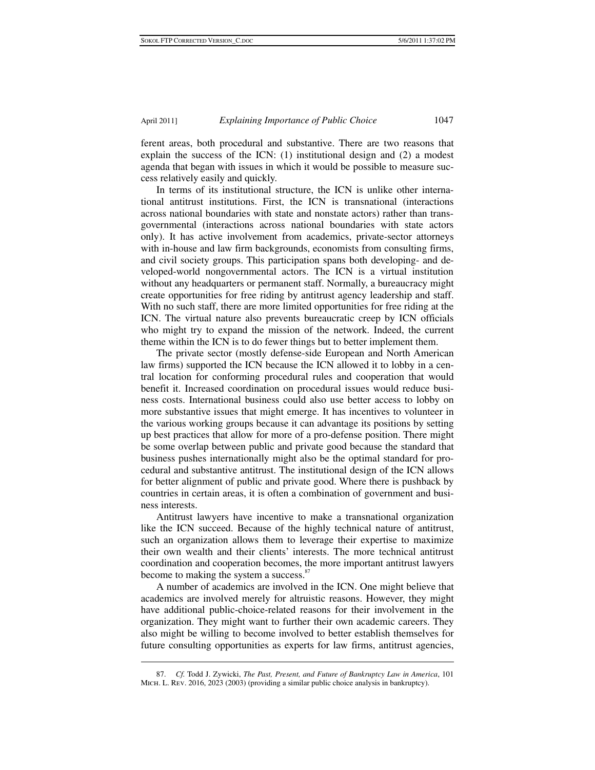ferent areas, both procedural and substantive. There are two reasons that explain the success of the ICN: (1) institutional design and (2) a modest agenda that began with issues in which it would be possible to measure success relatively easily and quickly.

In terms of its institutional structure, the ICN is unlike other international antitrust institutions. First, the ICN is transnational (interactions across national boundaries with state and nonstate actors) rather than transgovernmental (interactions across national boundaries with state actors only). It has active involvement from academics, private-sector attorneys with in-house and law firm backgrounds, economists from consulting firms, and civil society groups. This participation spans both developing- and developed-world nongovernmental actors. The ICN is a virtual institution without any headquarters or permanent staff. Normally, a bureaucracy might create opportunities for free riding by antitrust agency leadership and staff. With no such staff, there are more limited opportunities for free riding at the ICN. The virtual nature also prevents bureaucratic creep by ICN officials who might try to expand the mission of the network. Indeed, the current theme within the ICN is to do fewer things but to better implement them.

The private sector (mostly defense-side European and North American law firms) supported the ICN because the ICN allowed it to lobby in a central location for conforming procedural rules and cooperation that would benefit it. Increased coordination on procedural issues would reduce business costs. International business could also use better access to lobby on more substantive issues that might emerge. It has incentives to volunteer in the various working groups because it can advantage its positions by setting up best practices that allow for more of a pro-defense position. There might be some overlap between public and private good because the standard that business pushes internationally might also be the optimal standard for procedural and substantive antitrust. The institutional design of the ICN allows for better alignment of public and private good. Where there is pushback by countries in certain areas, it is often a combination of government and business interests.

Antitrust lawyers have incentive to make a transnational organization like the ICN succeed. Because of the highly technical nature of antitrust, such an organization allows them to leverage their expertise to maximize their own wealth and their clients' interests. The more technical antitrust coordination and cooperation becomes, the more important antitrust lawyers become to making the system a success.[87]

A number of academics are involved in the ICN. One might believe that academics are involved merely for altruistic reasons. However, they might have additional public-choice-related reasons for their involvement in the organization. They might want to further their own academic careers. They also might be willing to become involved to better establish themselves for future consulting opportunities as experts for law firms, antitrust agencies,

---

87. *Cf.* Todd J. Zywicki, *The Past, Present, and Future of Bankruptcy Law in America*, 101 MICH. L. REV. 2016, 2023 (2003) (providing a similar public choice analysis in bankruptcy).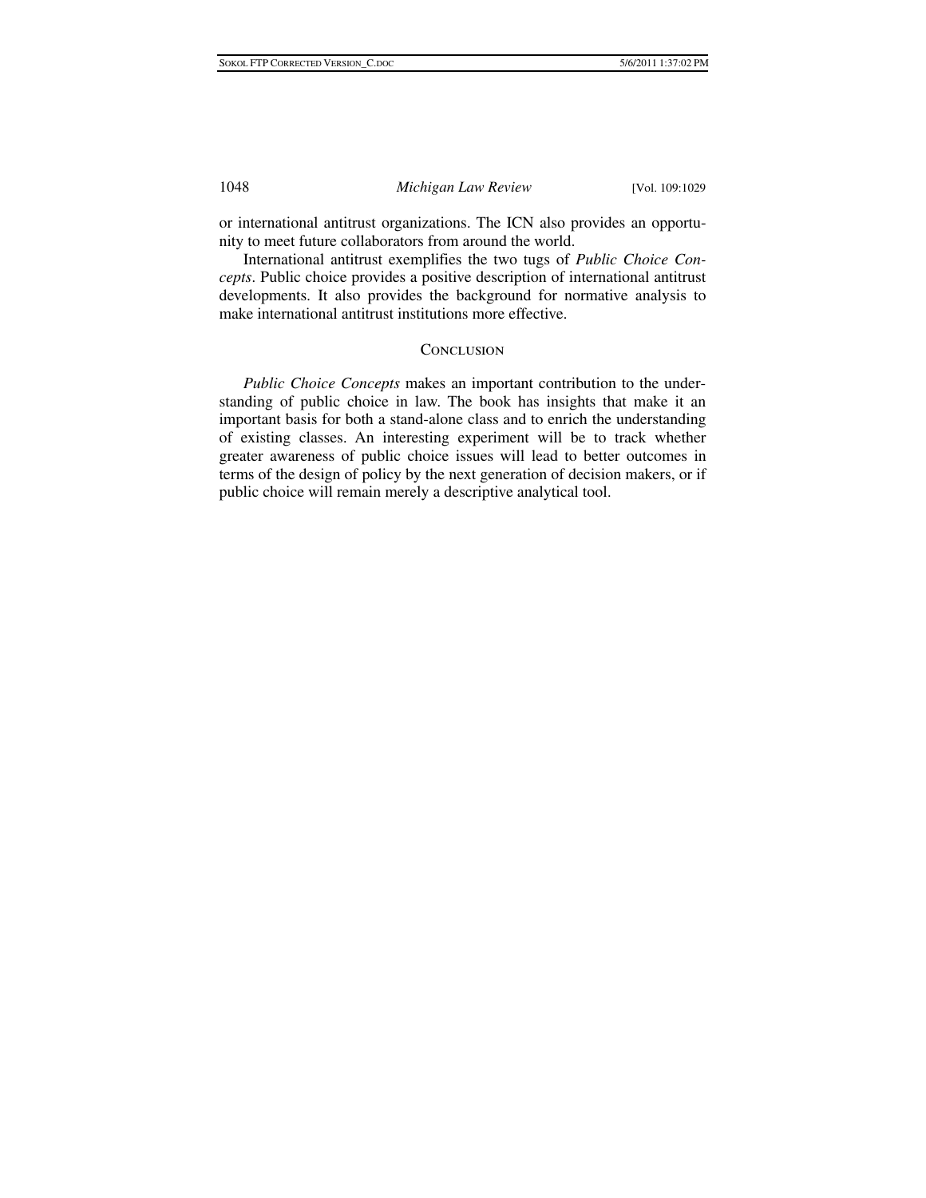or international antitrust organizations. The ICN also provides an opportunity to meet future collaborators from around the world.

International antitrust exemplifies the two tugs of *Public Choice Concepts*. Public choice provides a positive description of international antitrust developments. It also provides the background for normative analysis to make international antitrust institutions more effective.

## Conclusion

*Public Choice Concepts* makes an important contribution to the understanding of public choice in law. The book has insights that make it an important basis for both a stand-alone class and to enrich the understanding of existing classes. An interesting experiment will be to track whether greater awareness of public choice issues will lead to better outcomes in terms of the design of policy by the next generation of decision makers, or if public choice will remain merely a descriptive analytical tool.